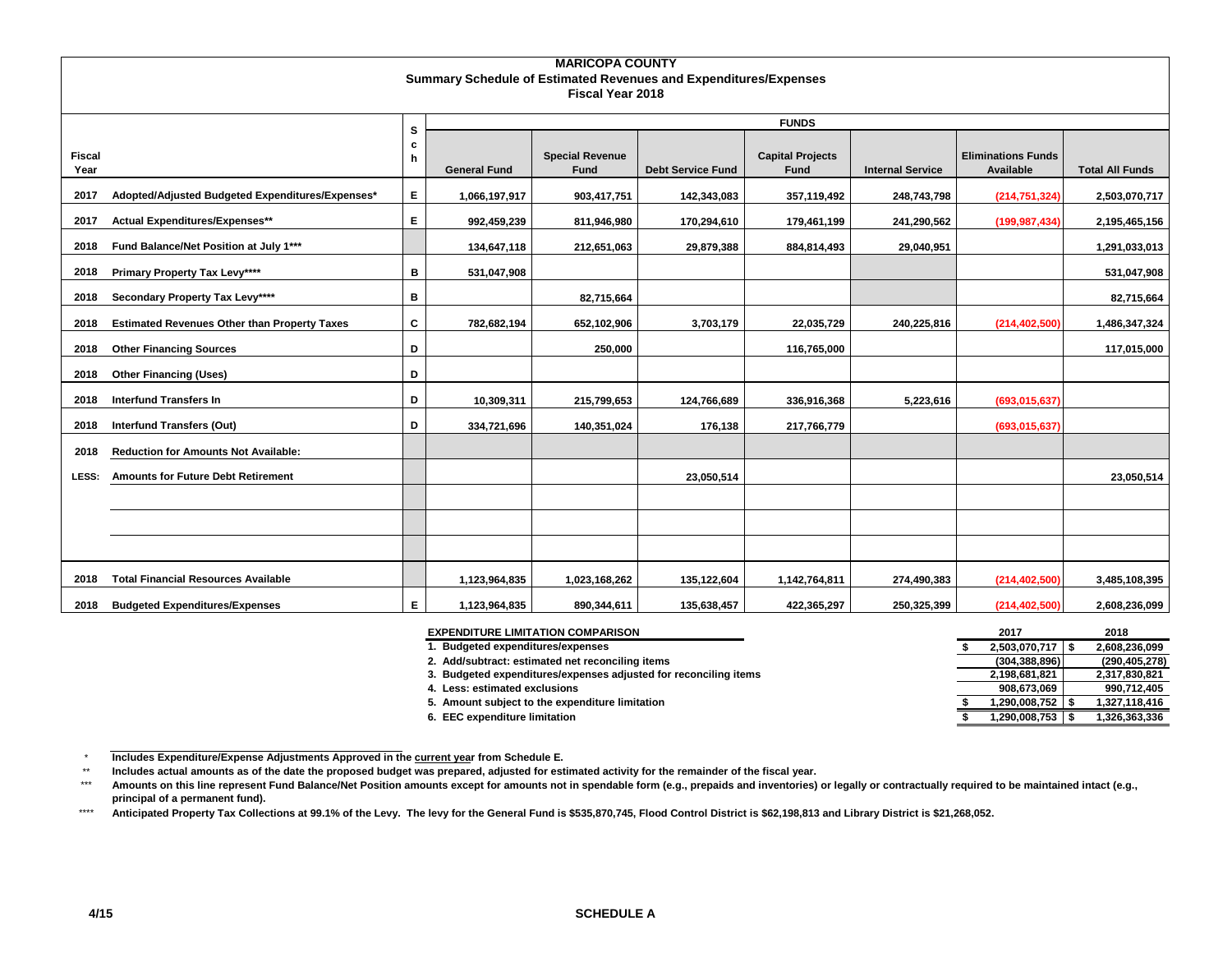# MARICOPA COUNTY
## Summary Schedule of Estimated Revenues and Expenditures/Expenses
### Fiscal Year 2018

| Fiscal Year | | Sch | General Fund | Special Revenue Fund | Debt Service Fund | Capital Projects Fund | Internal Service | Eliminations Funds Available | Total All Funds |
|---|---|---|---|---|---|---|---|---|---|
| | | | **FUNDS** | | | | | | |
| 2017 | Adopted/Adjusted Budgeted Expenditures/Expenses* | E | 1,066,197,917 | 903,417,751 | 142,343,083 | 357,119,492 | 248,743,798 | (214,751,324) | 2,503,070,717 |
| 2017 | Actual Expenditures/Expenses** | E | 992,459,239 | 811,946,980 | 170,294,610 | 179,461,199 | 241,290,562 | (199,987,434) | 2,195,465,156 |
| 2018 | Fund Balance/Net Position at July 1*** | | 134,647,118 | 212,651,063 | 29,879,388 | 884,814,493 | 29,040,951 | | 1,291,033,013 |
| 2018 | Primary Property Tax Levy**** | B | 531,047,908 | | | | | | 531,047,908 |
| 2018 | Secondary Property Tax Levy**** | B | | 82,715,664 | | | | | 82,715,664 |
| 2018 | Estimated Revenues Other than Property Taxes | C | 782,682,194 | 652,102,906 | 3,703,179 | 22,035,729 | 240,225,816 | (214,402,500) | 1,486,347,324 |
| 2018 | Other Financing Sources | D | | 250,000 | | 116,765,000 | | | 117,015,000 |
| 2018 | Other Financing (Uses) | D | | | | | | | |
| 2018 | Interfund Transfers In | D | 10,309,311 | 215,799,653 | 124,766,689 | 336,916,368 | 5,223,616 | (693,015,637) | |
| 2018 | Interfund Transfers (Out) | D | 334,721,696 | 140,351,024 | 176,138 | 217,766,779 | | (693,015,637) | |
| 2018 | Reduction for Amounts Not Available: | | | | | | | | |
| LESS: | Amounts for Future Debt Retirement | | | | 23,050,514 | | | | 23,050,514 |
| | | | | | | | | | |
| | | | | | | | | | |
| | | | | | | | | | |
| 2018 | Total Financial Resources Available | | 1,123,964,835 | 1,023,168,262 | 135,122,604 | 1,142,764,811 | 274,490,383 | (214,402,500) | 3,485,108,395 |
| 2018 | Budgeted Expenditures/Expenses | E | 1,123,964,835 | 890,344,611 | 135,638,457 | 422,365,297 | 250,325,399 | (214,402,500) | 2,608,236,099 |

| EXPENDITURE LIMITATION COMPARISON | 2017 | 2018 |
|---|---|---|
| 1. Budgeted expenditures/expenses | $ 2,503,070,717 | $ 2,608,236,099 |
| 2. Add/subtract: estimated net reconciling items | (304,388,896) | (290,405,278) |
| 3. Budgeted expenditures/expenses adjusted for reconciling items | 2,198,681,821 | 2,317,830,821 |
| 4. Less: estimated exclusions | 908,673,069 | 990,712,405 |
| 5. Amount subject to the expenditure limitation | $ 1,290,008,752 | $ 1,327,118,416 |
| 6. EEC expenditure limitation | $ 1,290,008,753 | $ 1,326,363,336 |

\* Includes Expenditure/Expense Adjustments Approved in the current year from Schedule E.

\** Includes actual amounts as of the date the proposed budget was prepared, adjusted for estimated activity for the remainder of the fiscal year.

\*** Amounts on this line represent Fund Balance/Net Position amounts except for amounts not in spendable form (e.g., prepaids and inventories) or legally or contractually required to be maintained intact (e.g., principal of a permanent fund).

\**** Anticipated Property Tax Collections at 99.1% of the Levy. The levy for the General Fund is $535,870,745, Flood Control District is $62,198,813 and Library District is $21,268,052.

4/15

SCHEDULE A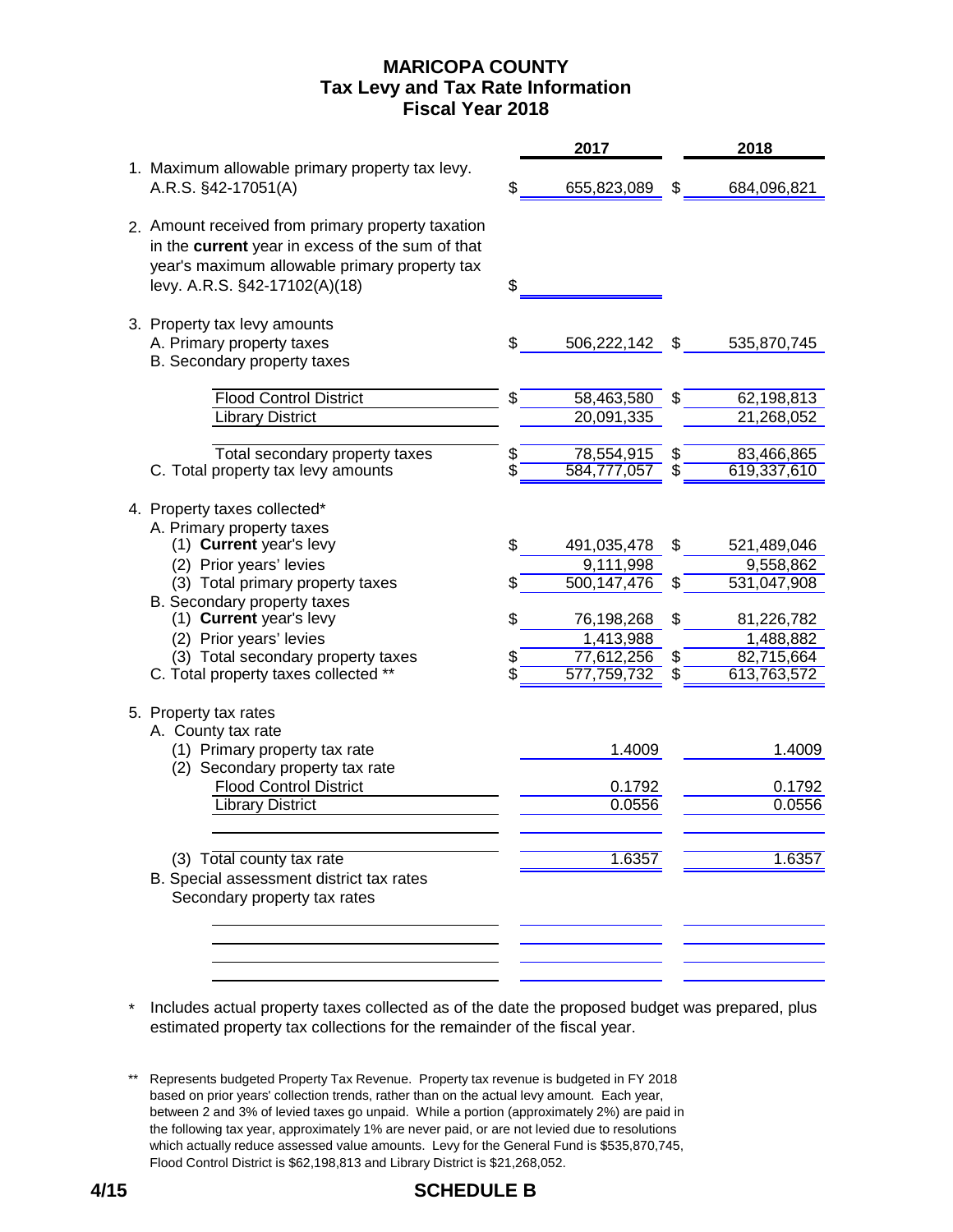# MARICOPA COUNTY
## Tax Levy and Tax Rate Information
## Fiscal Year 2018

| | 2017 | 2018 |
|---|---|---|
| 1. Maximum allowable primary property tax levy. A.R.S. §42-17051(A) | $ 655,823,089 | $ 684,096,821 |
| 2. Amount received from primary property taxation in the **current** year in excess of the sum of that year's maximum allowable primary property tax levy. A.R.S. §42-17102(A)(18) | $ | |
| 3. Property tax levy amounts | | |
| A. Primary property taxes | $ 506,222,142 | $ 535,870,745 |
| B. Secondary property taxes | | |
| Flood Control District | $ 58,463,580 | $ 62,198,813 |
| Library District | 20,091,335 | 21,268,052 |
| Total secondary property taxes | $ 78,554,915 | $ 83,466,865 |
| C. Total property tax levy amounts | $ 584,777,057 | $ 619,337,610 |
| 4. Property taxes collected* | | |
| A. Primary property taxes | | |
| (1) **Current** year's levy | $ 491,035,478 | $ 521,489,046 |
| (2) Prior years' levies | 9,111,998 | 9,558,862 |
| (3) Total primary property taxes | $ 500,147,476 | $ 531,047,908 |
| B. Secondary property taxes | | |
| (1) **Current** year's levy | $ 76,198,268 | $ 81,226,782 |
| (2) Prior years' levies | 1,413,988 | 1,488,882 |
| (3) Total secondary property taxes | $ 77,612,256 | $ 82,715,664 |
| C. Total property taxes collected ** | $ 577,759,732 | $ 613,763,572 |
| 5. Property tax rates | | |
| A. County tax rate | | |
| (1) Primary property tax rate | 1.4009 | 1.4009 |
| (2) Secondary property tax rate | | |
| Flood Control District | 0.1792 | 0.1792 |
| Library District | 0.0556 | 0.0556 |
| (3) Total county tax rate | 1.6357 | 1.6357 |
| B. Special assessment district tax rates | | |
| Secondary property tax rates | | |

\* Includes actual property taxes collected as of the date the proposed budget was prepared, plus estimated property tax collections for the remainder of the fiscal year.

\*\* Represents budgeted Property Tax Revenue. Property tax revenue is budgeted in FY 2018 based on prior years' collection trends, rather than on the actual levy amount. Each year, between 2 and 3% of levied taxes go unpaid. While a portion (approximately 2%) are paid in the following tax year, approximately 1% are never paid, or are not levied due to resolutions which actually reduce assessed value amounts. Levy for the General Fund is $535,870,745, Flood Control District is $62,198,813 and Library District is $21,268,052.

4/15

**SCHEDULE B**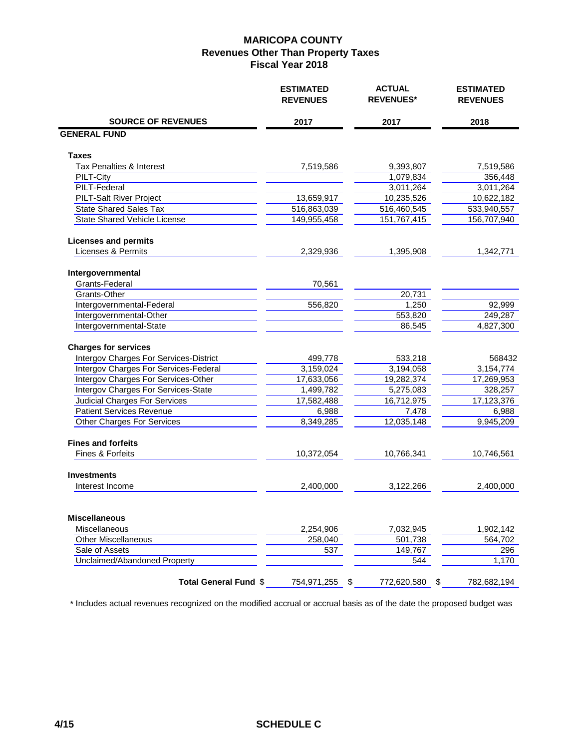# MARICOPA COUNTY
## Revenues Other Than Property Taxes
## Fiscal Year 2018

| SOURCE OF REVENUES | ESTIMATED REVENUES 2017 | ACTUAL REVENUES* 2017 | ESTIMATED REVENUES 2018 |
|---|---|---|---|
| **GENERAL FUND** | | | |
| **Taxes** | | | |
| Tax Penalties & Interest | 7,519,586 | 9,393,807 | 7,519,586 |
| PILT-City | | 1,079,834 | 356,448 |
| PILT-Federal | | 3,011,264 | 3,011,264 |
| PILT-Salt River Project | 13,659,917 | 10,235,526 | 10,622,182 |
| State Shared Sales Tax | 516,863,039 | 516,460,545 | 533,940,557 |
| State Shared Vehicle License | 149,955,458 | 151,767,415 | 156,707,940 |
| **Licenses and permits** | | | |
| Licenses & Permits | 2,329,936 | 1,395,908 | 1,342,771 |
| **Intergovernmental** | | | |
| Grants-Federal | 70,561 | | |
| Grants-Other | | 20,731 | |
| Intergovernmental-Federal | 556,820 | 1,250 | 92,999 |
| Intergovernmental-Other | | 553,820 | 249,287 |
| Intergovernmental-State | | 86,545 | 4,827,300 |
| **Charges for services** | | | |
| Intergov Charges For Services-District | 499,778 | 533,218 | 568432 |
| Intergov Charges For Services-Federal | 3,159,024 | 3,194,058 | 3,154,774 |
| Intergov Charges For Services-Other | 17,633,056 | 19,282,374 | 17,269,953 |
| Intergov Charges For Services-State | 1,499,782 | 5,275,083 | 328,257 |
| Judicial Charges For Services | 17,582,488 | 16,712,975 | 17,123,376 |
| Patient Services Revenue | 6,988 | 7,478 | 6,988 |
| Other Charges For Services | 8,349,285 | 12,035,148 | 9,945,209 |
| **Fines and forfeits** | | | |
| Fines & Forfeits | 10,372,054 | 10,766,341 | 10,746,561 |
| **Investments** | | | |
| Interest Income | 2,400,000 | 3,122,266 | 2,400,000 |
| **Miscellaneous** | | | |
| Miscellaneous | 2,254,906 | 7,032,945 | 1,902,142 |
| Other Miscellaneous | 258,040 | 501,738 | 564,702 |
| Sale of Assets | 537 | 149,767 | 296 |
| Unclaimed/Abandoned Property | | 544 | 1,170 |
| **Total General Fund** | $ 754,971,255 | $ 772,620,580 | $ 782,682,194 |

\* Includes actual revenues recognized on the modified accrual or accrual basis as of the date the proposed budget was

4/15 SCHEDULE C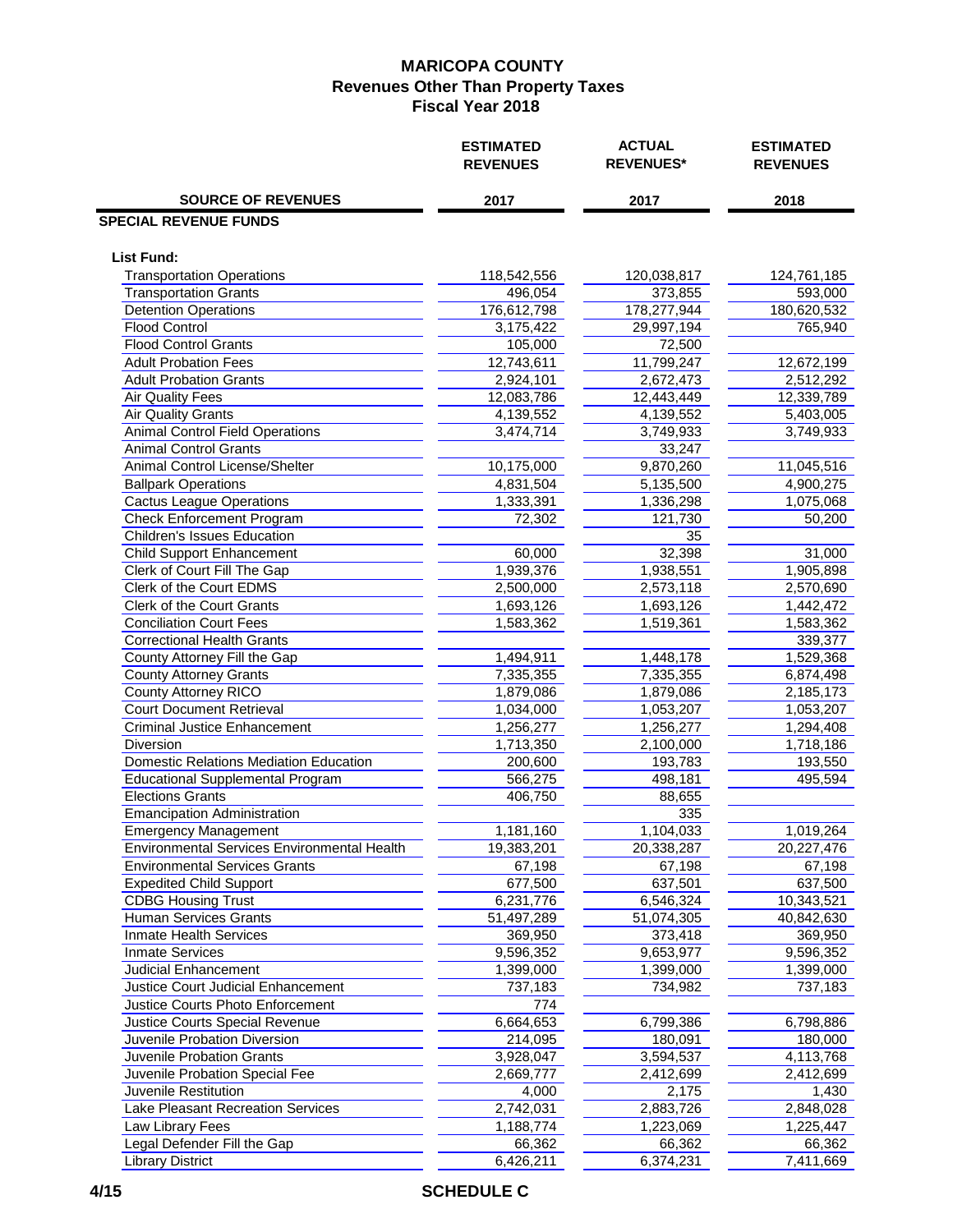# MARICOPA COUNTY
## Revenues Other Than Property Taxes
## Fiscal Year 2018

| SOURCE OF REVENUES | ESTIMATED REVENUES 2017 | ACTUAL REVENUES* 2017 | ESTIMATED REVENUES 2018 |
|---|---|---|---|
| **SPECIAL REVENUE FUNDS** | | | |
| **List Fund:** | | | |
| Transportation Operations | 118,542,556 | 120,038,817 | 124,761,185 |
| Transportation Grants | 496,054 | 373,855 | 593,000 |
| Detention Operations | 176,612,798 | 178,277,944 | 180,620,532 |
| Flood Control | 3,175,422 | 29,997,194 | 765,940 |
| Flood Control Grants | 105,000 | 72,500 | |
| Adult Probation Fees | 12,743,611 | 11,799,247 | 12,672,199 |
| Adult Probation Grants | 2,924,101 | 2,672,473 | 2,512,292 |
| Air Quality Fees | 12,083,786 | 12,443,449 | 12,339,789 |
| Air Quality Grants | 4,139,552 | 4,139,552 | 5,403,005 |
| Animal Control Field Operations | 3,474,714 | 3,749,933 | 3,749,933 |
| Animal Control Grants | | 33,247 | |
| Animal Control License/Shelter | 10,175,000 | 9,870,260 | 11,045,516 |
| Ballpark Operations | 4,831,504 | 5,135,500 | 4,900,275 |
| Cactus League Operations | 1,333,391 | 1,336,298 | 1,075,068 |
| Check Enforcement Program | 72,302 | 121,730 | 50,200 |
| Children's Issues Education | | 35 | |
| Child Support Enhancement | 60,000 | 32,398 | 31,000 |
| Clerk of Court Fill The Gap | 1,939,376 | 1,938,551 | 1,905,898 |
| Clerk of the Court EDMS | 2,500,000 | 2,573,118 | 2,570,690 |
| Clerk of the Court Grants | 1,693,126 | 1,693,126 | 1,442,472 |
| Conciliation Court Fees | 1,583,362 | 1,519,361 | 1,583,362 |
| Correctional Health Grants | | | 339,377 |
| County Attorney Fill the Gap | 1,494,911 | 1,448,178 | 1,529,368 |
| County Attorney Grants | 7,335,355 | 7,335,355 | 6,874,498 |
| County Attorney RICO | 1,879,086 | 1,879,086 | 2,185,173 |
| Court Document Retrieval | 1,034,000 | 1,053,207 | 1,053,207 |
| Criminal Justice Enhancement | 1,256,277 | 1,256,277 | 1,294,408 |
| Diversion | 1,713,350 | 2,100,000 | 1,718,186 |
| Domestic Relations Mediation Education | 200,600 | 193,783 | 193,550 |
| Educational Supplemental Program | 566,275 | 498,181 | 495,594 |
| Elections Grants | 406,750 | 88,655 | |
| Emancipation Administration | | 335 | |
| Emergency Management | 1,181,160 | 1,104,033 | 1,019,264 |
| Environmental Services Environmental Health | 19,383,201 | 20,338,287 | 20,227,476 |
| Environmental Services Grants | 67,198 | 67,198 | 67,198 |
| Expedited Child Support | 677,500 | 637,501 | 637,500 |
| CDBG Housing Trust | 6,231,776 | 6,546,324 | 10,343,521 |
| Human Services Grants | 51,497,289 | 51,074,305 | 40,842,630 |
| Inmate Health Services | 369,950 | 373,418 | 369,950 |
| Inmate Services | 9,596,352 | 9,653,977 | 9,596,352 |
| Judicial Enhancement | 1,399,000 | 1,399,000 | 1,399,000 |
| Justice Court Judicial Enhancement | 737,183 | 734,982 | 737,183 |
| Justice Courts Photo Enforcement | 774 | | |
| Justice Courts Special Revenue | 6,664,653 | 6,799,386 | 6,798,886 |
| Juvenile Probation Diversion | 214,095 | 180,091 | 180,000 |
| Juvenile Probation Grants | 3,928,047 | 3,594,537 | 4,113,768 |
| Juvenile Probation Special Fee | 2,669,777 | 2,412,699 | 2,412,699 |
| Juvenile Restitution | 4,000 | 2,175 | 1,430 |
| Lake Pleasant Recreation Services | 2,742,031 | 2,883,726 | 2,848,028 |
| Law Library Fees | 1,188,774 | 1,223,069 | 1,225,447 |
| Legal Defender Fill the Gap | 66,362 | 66,362 | 66,362 |
| Library District | 6,426,211 | 6,374,231 | 7,411,669 |

SCHEDULE C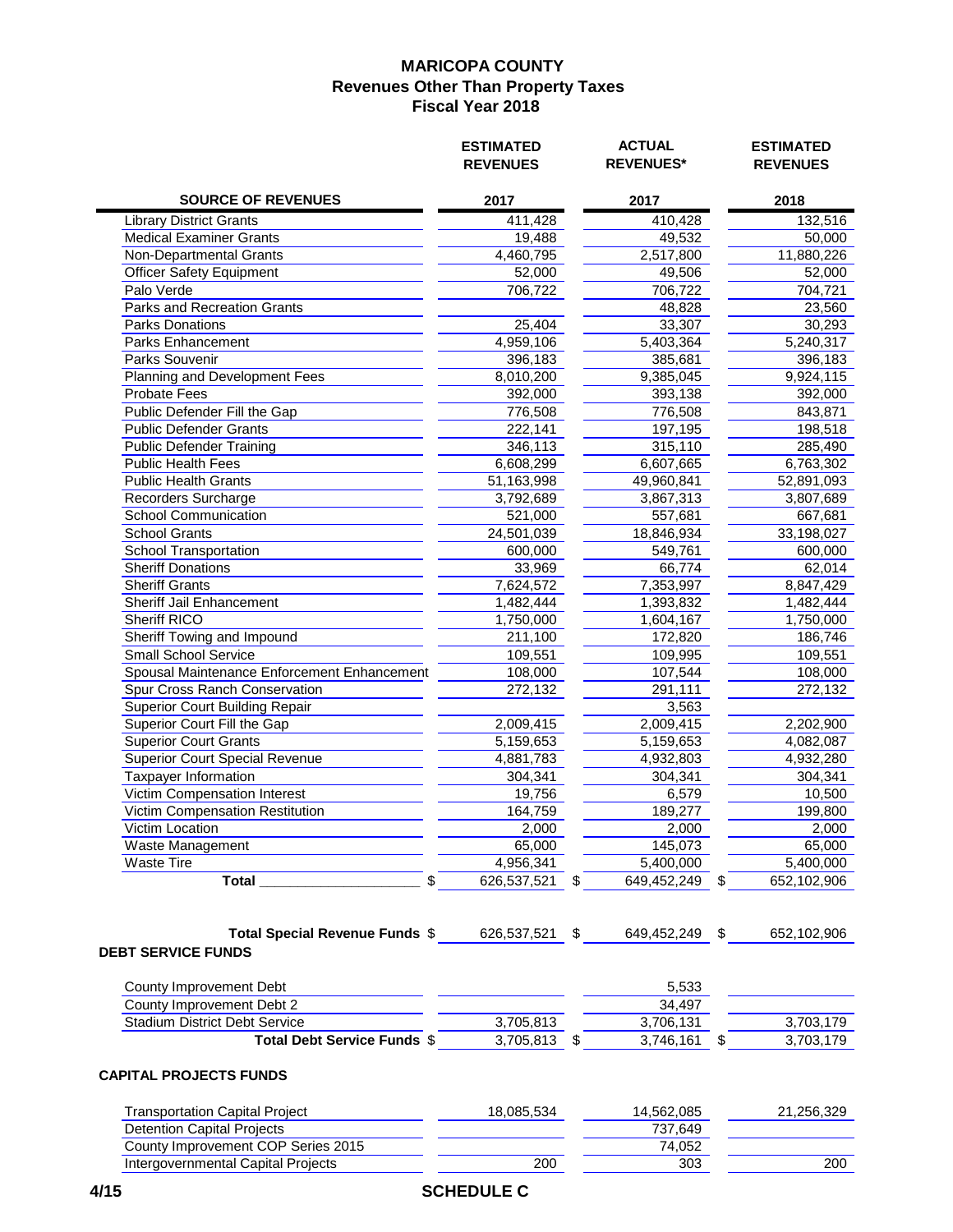# MARICOPA COUNTY
## Revenues Other Than Property Taxes
## Fiscal Year 2018

| SOURCE OF REVENUES | ESTIMATED REVENUES 2017 | ACTUAL REVENUES* 2017 | ESTIMATED REVENUES 2018 |
|---|---|---|---|
| Library District Grants | 411,428 | 410,428 | 132,516 |
| Medical Examiner Grants | 19,488 | 49,532 | 50,000 |
| Non-Departmental Grants | 4,460,795 | 2,517,800 | 11,880,226 |
| Officer Safety Equipment | 52,000 | 49,506 | 52,000 |
| Palo Verde | 706,722 | 706,722 | 704,721 |
| Parks and Recreation Grants | | 48,828 | 23,560 |
| Parks Donations | 25,404 | 33,307 | 30,293 |
| Parks Enhancement | 4,959,106 | 5,403,364 | 5,240,317 |
| Parks Souvenir | 396,183 | 385,681 | 396,183 |
| Planning and Development Fees | 8,010,200 | 9,385,045 | 9,924,115 |
| Probate Fees | 392,000 | 393,138 | 392,000 |
| Public Defender Fill the Gap | 776,508 | 776,508 | 843,871 |
| Public Defender Grants | 222,141 | 197,195 | 198,518 |
| Public Defender Training | 346,113 | 315,110 | 285,490 |
| Public Health Fees | 6,608,299 | 6,607,665 | 6,763,302 |
| Public Health Grants | 51,163,998 | 49,960,841 | 52,891,093 |
| Recorders Surcharge | 3,792,689 | 3,867,313 | 3,807,689 |
| School Communication | 521,000 | 557,681 | 667,681 |
| School Grants | 24,501,039 | 18,846,934 | 33,198,027 |
| School Transportation | 600,000 | 549,761 | 600,000 |
| Sheriff Donations | 33,969 | 66,774 | 62,014 |
| Sheriff Grants | 7,624,572 | 7,353,997 | 8,847,429 |
| Sheriff Jail Enhancement | 1,482,444 | 1,393,832 | 1,482,444 |
| Sheriff RICO | 1,750,000 | 1,604,167 | 1,750,000 |
| Sheriff Towing and Impound | 211,100 | 172,820 | 186,746 |
| Small School Service | 109,551 | 109,995 | 109,551 |
| Spousal Maintenance Enforcement Enhancement | 108,000 | 107,544 | 108,000 |
| Spur Cross Ranch Conservation | 272,132 | 291,111 | 272,132 |
| Superior Court Building Repair | | 3,563 | |
| Superior Court Fill the Gap | 2,009,415 | 2,009,415 | 2,202,900 |
| Superior Court Grants | 5,159,653 | 5,159,653 | 4,082,087 |
| Superior Court Special Revenue | 4,881,783 | 4,932,803 | 4,932,280 |
| Taxpayer Information | 304,341 | 304,341 | 304,341 |
| Victim Compensation Interest | 19,756 | 6,579 | 10,500 |
| Victim Compensation Restitution | 164,759 | 189,277 | 199,800 |
| Victim Location | 2,000 | 2,000 | 2,000 |
| Waste Management | 65,000 | 145,073 | 65,000 |
| Waste Tire | 4,956,341 | 5,400,000 | 5,400,000 |
| **Total** | $ 626,537,521 | $ 649,452,249 | $ 652,102,906 |
| | | | |
| **Total Special Revenue Funds** | $ 626,537,521 | $ 649,452,249 | $ 652,102,906 |
| **DEBT SERVICE FUNDS** | | | |
| County Improvement Debt | | 5,533 | |
| County Improvement Debt 2 | | 34,497 | |
| Stadium District Debt Service | 3,705,813 | 3,706,131 | 3,703,179 |
| **Total Debt Service Funds** | $ 3,705,813 | $ 3,746,161 | $ 3,703,179 |
| **CAPITAL PROJECTS FUNDS** | | | |
| Transportation Capital Project | 18,085,534 | 14,562,085 | 21,256,329 |
| Detention Capital Projects | | 737,649 | |
| County Improvement COP Series 2015 | | 74,052 | |
| Intergovernmental Capital Projects | 200 | 303 | 200 |

**SCHEDULE C**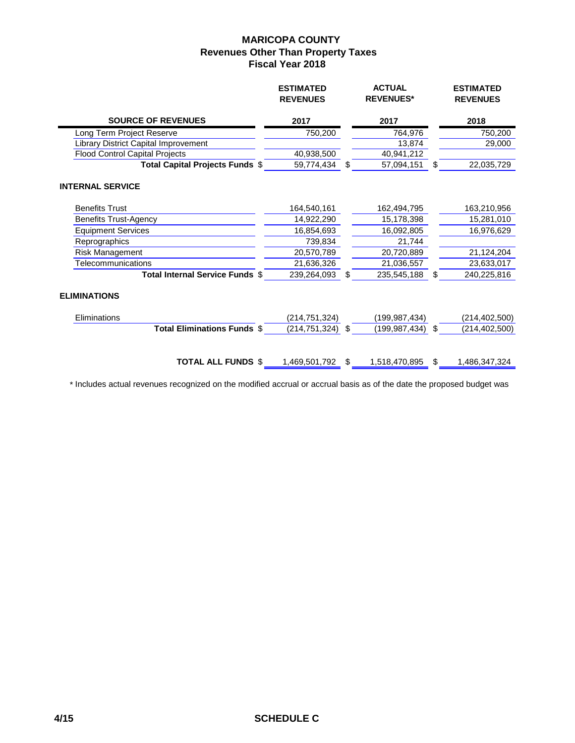# MARICOPA COUNTY
## Revenues Other Than Property Taxes
## Fiscal Year 2018

| SOURCE OF REVENUES | ESTIMATED REVENUES 2017 | ACTUAL REVENUES* 2017 | ESTIMATED REVENUES 2018 |
|---|---|---|---|
| Long Term Project Reserve | 750,200 | 764,976 | 750,200 |
| Library District Capital Improvement | | 13,874 | 29,000 |
| Flood Control Capital Projects | 40,938,500 | 40,941,212 | |
| **Total Capital Projects Funds** | $ 59,774,434 | $ 57,094,151 | $ 22,035,729 |
| **INTERNAL SERVICE** | | | |
| Benefits Trust | 164,540,161 | 162,494,795 | 163,210,956 |
| Benefits Trust-Agency | 14,922,290 | 15,178,398 | 15,281,010 |
| Equipment Services | 16,854,693 | 16,092,805 | 16,976,629 |
| Reprographics | 739,834 | 21,744 | |
| Risk Management | 20,570,789 | 20,720,889 | 21,124,204 |
| Telecommunications | 21,636,326 | 21,036,557 | 23,633,017 |
| **Total Internal Service Funds** | $ 239,264,093 | $ 235,545,188 | $ 240,225,816 |
| **ELIMINATIONS** | | | |
| Eliminations | (214,751,324) | (199,987,434) | (214,402,500) |
| **Total Eliminations Funds** | $ (214,751,324) | $ (199,987,434) | $ (214,402,500) |
| **TOTAL ALL FUNDS** | $ 1,469,501,792 | $ 1,518,470,895 | $ 1,486,347,324 |

* Includes actual revenues recognized on the modified accrual or accrual basis as of the date the proposed budget was

SCHEDULE C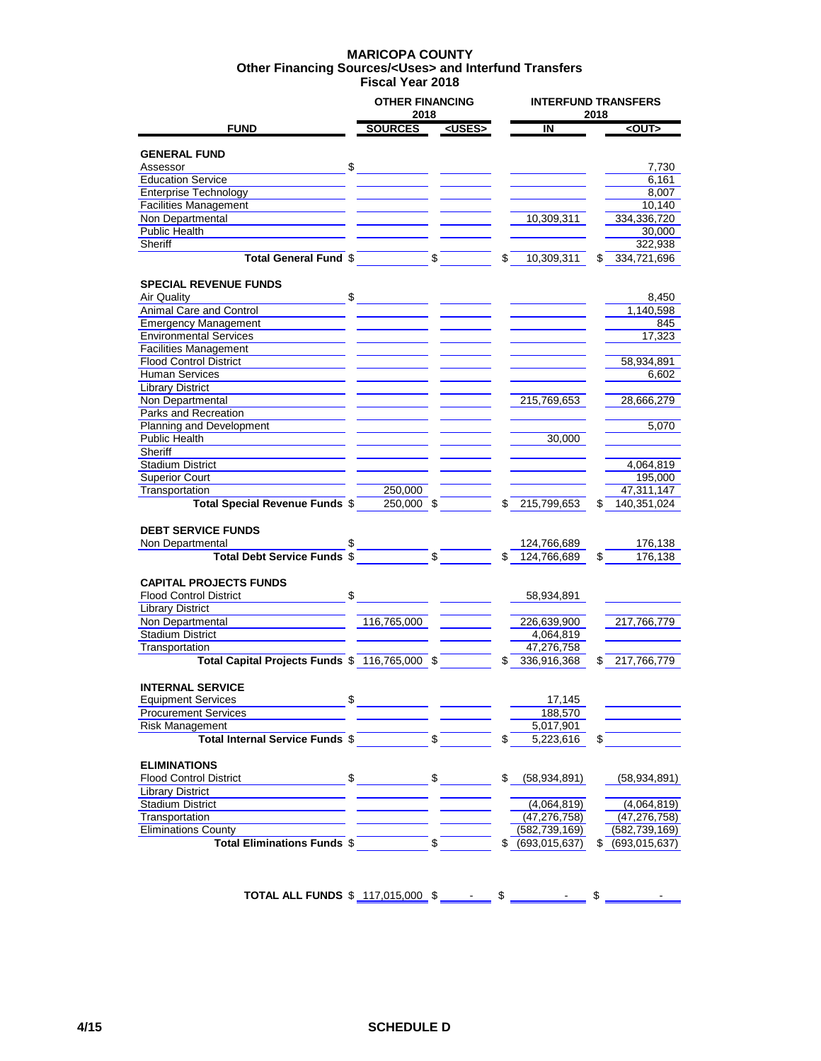# MARICOPA COUNTY
## Other Financing Sources/<Uses> and Interfund Transfers
### Fiscal Year 2018

| FUND | OTHER FINANCING 2018 SOURCES | OTHER FINANCING 2018 <USES> | INTERFUND TRANSFERS 2018 IN | INTERFUND TRANSFERS 2018 <OUT> |
|---|---|---|---|---|
| **GENERAL FUND** | | | | |
| Assessor | $ | | | 7,730 |
| Education Service | | | | 6,161 |
| Enterprise Technology | | | | 8,007 |
| Facilities Management | | | | 10,140 |
| Non Departmental | | | 10,309,311 | 334,336,720 |
| Public Health | | | | 30,000 |
| Sheriff | | | | 322,938 |
| **Total General Fund** | $ | $ | $ 10,309,311 | $ 334,721,696 |
| **SPECIAL REVENUE FUNDS** | | | | |
| Air Quality | $ | | | 8,450 |
| Animal Care and Control | | | | 1,140,598 |
| Emergency Management | | | | 845 |
| Environmental Services | | | | 17,323 |
| Facilities Management | | | | |
| Flood Control District | | | | 58,934,891 |
| Human Services | | | | 6,602 |
| Library District | | | | |
| Non Departmental | | | 215,769,653 | 28,666,279 |
| Parks and Recreation | | | | |
| Planning and Development | | | | 5,070 |
| Public Health | | | 30,000 | |
| Sheriff | | | | |
| Stadium District | | | | 4,064,819 |
| Superior Court | | | | 195,000 |
| Transportation | 250,000 | | | 47,311,147 |
| **Total Special Revenue Funds** | $ 250,000 | $ | $ 215,799,653 | $ 140,351,024 |
| **DEBT SERVICE FUNDS** | | | | |
| Non Departmental | $ | | 124,766,689 | 176,138 |
| **Total Debt Service Funds** | $ | $ | $ 124,766,689 | $ 176,138 |
| **CAPITAL PROJECTS FUNDS** | | | | |
| Flood Control District | $ | | 58,934,891 | |
| Library District | | | | |
| Non Departmental | 116,765,000 | | 226,639,900 | 217,766,779 |
| Stadium District | | | 4,064,819 | |
| Transportation | | | 47,276,758 | |
| **Total Capital Projects Funds** | $ 116,765,000 | $ | $ 336,916,368 | $ 217,766,779 |
| **INTERNAL SERVICE** | | | | |
| Equipment Services | $ | | 17,145 | |
| Procurement Services | | | 188,570 | |
| Risk Management | | | 5,017,901 | |
| **Total Internal Service Funds** | $ | $ | $ 5,223,616 | $ |
| **ELIMINATIONS** | | | | |
| Flood Control District | $ | $ | $ (58,934,891) | (58,934,891) |
| Library District | | | | |
| Stadium District | | | (4,064,819) | (4,064,819) |
| Transportation | | | (47,276,758) | (47,276,758) |
| Eliminations County | | | (582,739,169) | (582,739,169) |
| **Total Eliminations Funds** | $ | $ | $ (693,015,637) | $ (693,015,637) |
| **TOTAL ALL FUNDS** | $ 117,015,000 | $ - | $ - | $ - |

4/15 SCHEDULE D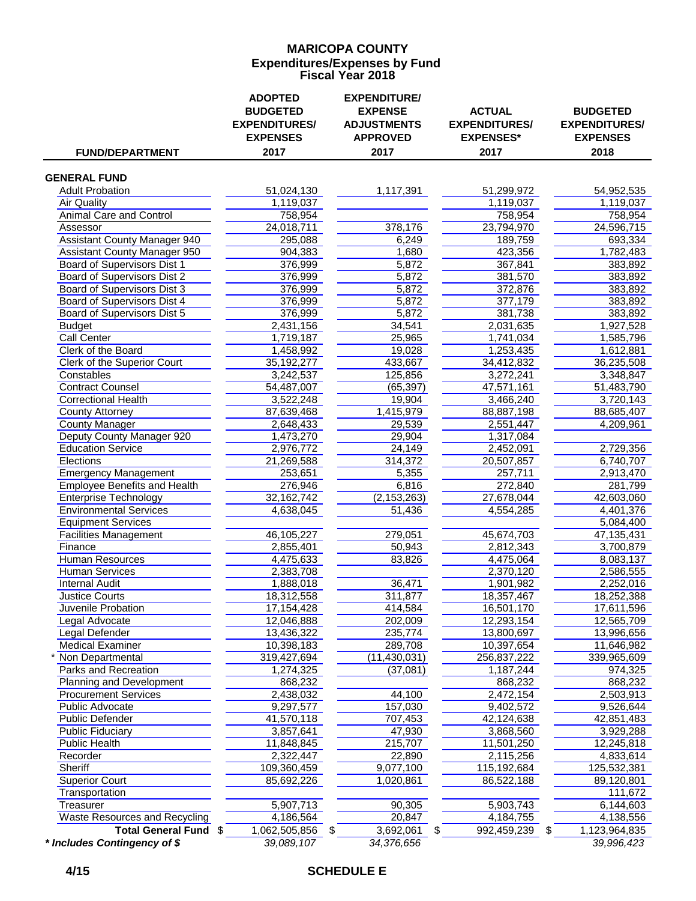# MARICOPA COUNTY
## Expenditures/Expenses by Fund
## Fiscal Year 2018

| FUND/DEPARTMENT | ADOPTED BUDGETED EXPENDITURES/ EXPENSES 2017 | EXPENDITURE/ EXPENSE ADJUSTMENTS APPROVED 2017 | ACTUAL EXPENDITURES/ EXPENSES* 2017 | BUDGETED EXPENDITURES/ EXPENSES 2018 |
|---|---|---|---|---|
| **GENERAL FUND** | | | | |
| Adult Probation | 51,024,130 | 1,117,391 | 51,299,972 | 54,952,535 |
| Air Quality | 1,119,037 | | 1,119,037 | 1,119,037 |
| Animal Care and Control | 758,954 | | 758,954 | 758,954 |
| Assessor | 24,018,711 | 378,176 | 23,794,970 | 24,596,715 |
| Assistant County Manager 940 | 295,088 | 6,249 | 189,759 | 693,334 |
| Assistant County Manager 950 | 904,383 | 1,680 | 423,356 | 1,782,483 |
| Board of Supervisors Dist 1 | 376,999 | 5,872 | 367,841 | 383,892 |
| Board of Supervisors Dist 2 | 376,999 | 5,872 | 381,570 | 383,892 |
| Board of Supervisors Dist 3 | 376,999 | 5,872 | 372,876 | 383,892 |
| Board of Supervisors Dist 4 | 376,999 | 5,872 | 377,179 | 383,892 |
| Board of Supervisors Dist 5 | 376,999 | 5,872 | 381,738 | 383,892 |
| Budget | 2,431,156 | 34,541 | 2,031,635 | 1,927,528 |
| Call Center | 1,719,187 | 25,965 | 1,741,034 | 1,585,796 |
| Clerk of the Board | 1,458,992 | 19,028 | 1,253,435 | 1,612,881 |
| Clerk of the Superior Court | 35,192,277 | 433,667 | 34,412,832 | 36,235,508 |
| Constables | 3,242,537 | 125,856 | 3,272,241 | 3,348,847 |
| Contract Counsel | 54,487,007 | (65,397) | 47,571,161 | 51,483,790 |
| Correctional Health | 3,522,248 | 19,904 | 3,466,240 | 3,720,143 |
| County Attorney | 87,639,468 | 1,415,979 | 88,887,198 | 88,685,407 |
| County Manager | 2,648,433 | 29,539 | 2,551,447 | 4,209,961 |
| Deputy County Manager 920 | 1,473,270 | 29,904 | 1,317,084 | |
| Education Service | 2,976,772 | 24,149 | 2,452,091 | 2,729,356 |
| Elections | 21,269,588 | 314,372 | 20,507,857 | 6,740,707 |
| Emergency Management | 253,651 | 5,355 | 257,711 | 2,913,470 |
| Employee Benefits and Health | 276,946 | 6,816 | 272,840 | 281,799 |
| Enterprise Technology | 32,162,742 | (2,153,263) | 27,678,044 | 42,603,060 |
| Environmental Services | 4,638,045 | 51,436 | 4,554,285 | 4,401,376 |
| Equipment Services | | | | 5,084,400 |
| Facilities Management | 46,105,227 | 279,051 | 45,674,703 | 47,135,431 |
| Finance | 2,855,401 | 50,943 | 2,812,343 | 3,700,879 |
| Human Resources | 4,475,633 | 83,826 | 4,475,064 | 8,083,137 |
| Human Services | 2,383,708 | | 2,370,120 | 2,586,555 |
| Internal Audit | 1,888,018 | 36,471 | 1,901,982 | 2,252,016 |
| Justice Courts | 18,312,558 | 311,877 | 18,357,467 | 18,252,388 |
| Juvenile Probation | 17,154,428 | 414,584 | 16,501,170 | 17,611,596 |
| Legal Advocate | 12,046,888 | 202,009 | 12,293,154 | 12,565,709 |
| Legal Defender | 13,436,322 | 235,774 | 13,800,697 | 13,996,656 |
| Medical Examiner | 10,398,183 | 289,708 | 10,397,654 | 11,646,982 |
| * Non Departmental | 319,427,694 | (11,430,031) | 256,837,222 | 339,965,609 |
| Parks and Recreation | 1,274,325 | (37,081) | 1,187,244 | 974,325 |
| Planning and Development | 868,232 | | 868,232 | 868,232 |
| Procurement Services | 2,438,032 | 44,100 | 2,472,154 | 2,503,913 |
| Public Advocate | 9,297,577 | 157,030 | 9,402,572 | 9,526,644 |
| Public Defender | 41,570,118 | 707,453 | 42,124,638 | 42,851,483 |
| Public Fiduciary | 3,857,641 | 47,930 | 3,868,560 | 3,929,288 |
| Public Health | 11,848,845 | 215,707 | 11,501,250 | 12,245,818 |
| Recorder | 2,322,447 | 22,890 | 2,115,256 | 4,833,614 |
| Sheriff | 109,360,459 | 9,077,100 | 115,192,684 | 125,532,381 |
| Superior Court | 85,692,226 | 1,020,861 | 86,522,188 | 89,120,801 |
| Transportation | | | | 111,672 |
| Treasurer | 5,907,713 | 90,305 | 5,903,743 | 6,144,603 |
| Waste Resources and Recycling | 4,186,564 | 20,847 | 4,184,755 | 4,138,556 |
| **Total General Fund** | $ 1,062,505,856 | $ 3,692,061 | $ 992,459,239 | $ 1,123,964,835 |
| ***Includes Contingency of $*** | *39,089,107* | *34,376,656* | | *39,996,423* |

**SCHEDULE E**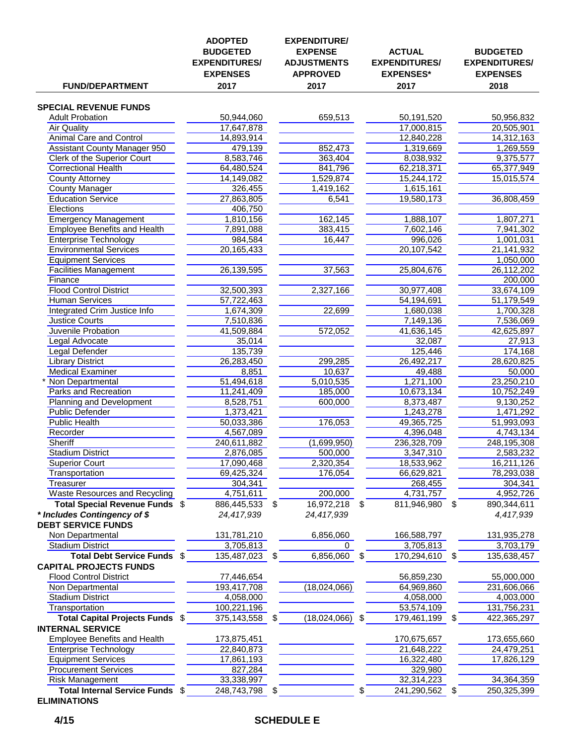| FUND/DEPARTMENT | ADOPTED BUDGETED EXPENDITURES/ EXPENSES 2017 | EXPENDITURE/ EXPENSE ADJUSTMENTS APPROVED 2017 | ACTUAL EXPENDITURES/ EXPENSES* 2017 | BUDGETED EXPENDITURES/ EXPENSES 2018 |
|---|---|---|---|---|
| **SPECIAL REVENUE FUNDS** | | | | |
| Adult Probation | 50,944,060 | 659,513 | 50,191,520 | 50,956,832 |
| Air Quality | 17,647,878 | | 17,000,815 | 20,505,901 |
| Animal Care and Control | 14,893,914 | | 12,840,228 | 14,312,163 |
| Assistant County Manager 950 | 479,139 | 852,473 | 1,319,669 | 1,269,559 |
| Clerk of the Superior Court | 8,583,746 | 363,404 | 8,038,932 | 9,375,577 |
| Correctional Health | 64,480,524 | 841,796 | 62,218,371 | 65,377,949 |
| County Attorney | 14,149,082 | 1,529,874 | 15,244,172 | 15,015,574 |
| County Manager | 326,455 | 1,419,162 | 1,615,161 | |
| Education Service | 27,863,805 | 6,541 | 19,580,173 | 36,808,459 |
| Elections | 406,750 | | | |
| Emergency Management | 1,810,156 | 162,145 | 1,888,107 | 1,807,271 |
| Employee Benefits and Health | 7,891,088 | 383,415 | 7,602,146 | 7,941,302 |
| Enterprise Technology | 984,584 | 16,447 | 996,026 | 1,001,031 |
| Environmental Services | 20,165,433 | | 20,107,542 | 21,141,932 |
| Equipment Services | | | | 1,050,000 |
| Facilities Management | 26,139,595 | 37,563 | 25,804,676 | 26,112,202 |
| Finance | | | | 200,000 |
| Flood Control District | 32,500,393 | 2,327,166 | 30,977,408 | 33,674,109 |
| Human Services | 57,722,463 | | 54,194,691 | 51,179,549 |
| Integrated Crim Justice Info | 1,674,309 | 22,699 | 1,680,038 | 1,700,328 |
| Justice Courts | 7,510,836 | | 7,149,136 | 7,536,069 |
| Juvenile Probation | 41,509,884 | 572,052 | 41,636,145 | 42,625,897 |
| Legal Advocate | 35,014 | | 32,087 | 27,913 |
| Legal Defender | 135,739 | | 125,446 | 174,168 |
| Library District | 26,283,450 | 299,285 | 26,492,217 | 28,620,825 |
| Medical Examiner | 8,851 | 10,637 | 49,488 | 50,000 |
| * Non Departmental | 51,494,618 | 5,010,535 | 1,271,100 | 23,250,210 |
| Parks and Recreation | 11,241,409 | 185,000 | 10,673,134 | 10,752,249 |
| Planning and Development | 8,528,751 | 600,000 | 8,373,487 | 9,130,252 |
| Public Defender | 1,373,421 | | 1,243,278 | 1,471,292 |
| Public Health | 50,033,386 | 176,053 | 49,365,725 | 51,993,093 |
| Recorder | 4,567,089 | | 4,396,048 | 4,743,134 |
| Sheriff | 240,611,882 | (1,699,950) | 236,328,709 | 248,195,308 |
| Stadium District | 2,876,085 | 500,000 | 3,347,310 | 2,583,232 |
| Superior Court | 17,090,468 | 2,320,354 | 18,533,962 | 16,211,126 |
| Transportation | 69,425,324 | 176,054 | 66,629,821 | 78,293,038 |
| Treasurer | 304,341 | | 268,455 | 304,341 |
| Waste Resources and Recycling | 4,751,611 | 200,000 | 4,731,757 | 4,952,726 |
| **Total Special Revenue Funds** | $ 886,445,533 | $ 16,972,218 | $ 811,946,980 | $ 890,344,611 |
| ***Includes Contingency of $*** | *24,417,939* | *24,417,939* | | *4,417,939* |
| **DEBT SERVICE FUNDS** | | | | |
| Non Departmental | 131,781,210 | 6,856,060 | 166,588,797 | 131,935,278 |
| Stadium District | 3,705,813 | 0 | 3,705,813 | 3,703,179 |
| **Total Debt Service Funds** | $ 135,487,023 | $ 6,856,060 | $ 170,294,610 | $ 135,638,457 |
| **CAPITAL PROJECTS FUNDS** | | | | |
| Flood Control District | 77,446,654 | | 56,859,230 | 55,000,000 |
| Non Departmental | 193,417,708 | (18,024,066) | 64,969,860 | 231,606,066 |
| Stadium District | 4,058,000 | | 4,058,000 | 4,003,000 |
| Transportation | 100,221,196 | | 53,574,109 | 131,756,231 |
| **Total Capital Projects Funds** | $ 375,143,558 | $ (18,024,066) | $ 179,461,199 | $ 422,365,297 |
| **INTERNAL SERVICE** | | | | |
| Employee Benefits and Health | 173,875,451 | | 170,675,657 | 173,655,660 |
| Enterprise Technology | 22,840,873 | | 21,648,222 | 24,479,251 |
| Equipment Services | 17,861,193 | | 16,322,480 | 17,826,129 |
| Procurement Services | 827,284 | | 329,980 | |
| Risk Management | 33,338,997 | | 32,314,223 | 34,364,359 |
| **Total Internal Service Funds** | $ 248,743,798 | $ | $ 241,290,562 | $ 250,325,399 |
| **ELIMINATIONS** | | | | |

4/15 **SCHEDULE E**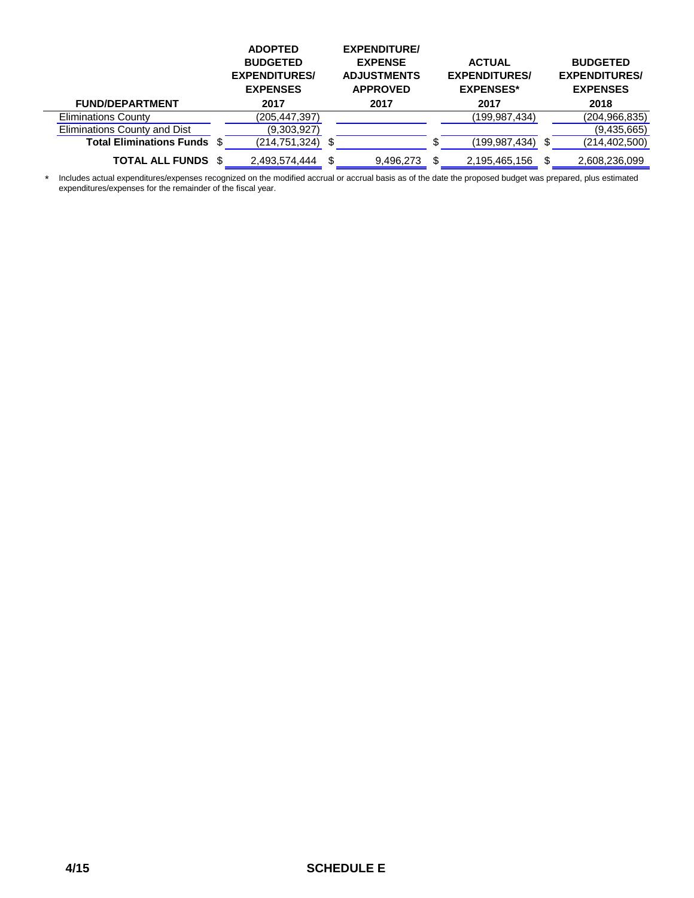| FUND/DEPARTMENT | ADOPTED BUDGETED EXPENDITURES/ EXPENSES 2017 | EXPENDITURE/ EXPENSE ADJUSTMENTS APPROVED 2017 | ACTUAL EXPENDITURES/ EXPENSES* 2017 | BUDGETED EXPENDITURES/ EXPENSES 2018 |
|---|---|---|---|---|
| Eliminations County | (205,447,397) | | (199,987,434) | (204,966,835) |
| Eliminations County and Dist | (9,303,927) | | | (9,435,665) |
| **Total Eliminations Funds** | $ (214,751,324) | $ | $ (199,987,434) | $ (214,402,500) |
| **TOTAL ALL FUNDS** | $ 2,493,574,444 | $ 9,496,273 | $ 2,195,465,156 | $ 2,608,236,099 |

\* Includes actual expenditures/expenses recognized on the modified accrual or accrual basis as of the date the proposed budget was prepared, plus estimated expenditures/expenses for the remainder of the fiscal year.

4/15 **SCHEDULE E**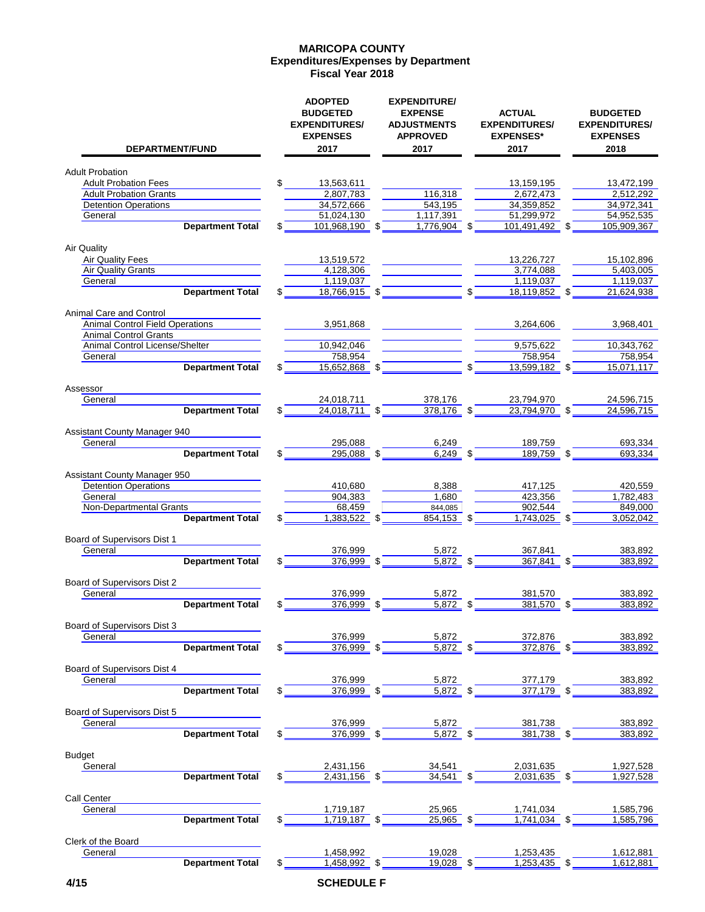# MARICOPA COUNTY
## Expenditures/Expenses by Department
## Fiscal Year 2018

| DEPARTMENT/FUND | ADOPTED BUDGETED EXPENDITURES/ EXPENSES 2017 | EXPENDITURE/ EXPENSE ADJUSTMENTS APPROVED 2017 | ACTUAL EXPENDITURES/ EXPENSES* 2017 | BUDGETED EXPENDITURES/ EXPENSES 2018 |
|---|---|---|---|---|
| **Adult Probation** | | | | |
| Adult Probation Fees | $ 13,563,611 | | 13,159,195 | 13,472,199 |
| Adult Probation Grants | 2,807,783 | 116,318 | 2,672,473 | 2,512,292 |
| Detention Operations | 34,572,666 | 543,195 | 34,359,852 | 34,972,341 |
| General | 51,024,130 | 1,117,391 | 51,299,972 | 54,952,535 |
| **Department Total** | $ 101,968,190 | $ 1,776,904 | $ 101,491,492 | $ 105,909,367 |
| **Air Quality** | | | | |
| Air Quality Fees | 13,519,572 | | 13,226,727 | 15,102,896 |
| Air Quality Grants | 4,128,306 | | 3,774,088 | 5,403,005 |
| General | 1,119,037 | | 1,119,037 | 1,119,037 |
| **Department Total** | $ 18,766,915 | $ | $ 18,119,852 | $ 21,624,938 |
| **Animal Care and Control** | | | | |
| Animal Control Field Operations | 3,951,868 | | 3,264,606 | 3,968,401 |
| Animal Control Grants | | | | |
| Animal Control License/Shelter | 10,942,046 | | 9,575,622 | 10,343,762 |
| General | 758,954 | | 758,954 | 758,954 |
| **Department Total** | $ 15,652,868 | $ | $ 13,599,182 | $ 15,071,117 |
| **Assessor** | | | | |
| General | 24,018,711 | 378,176 | 23,794,970 | 24,596,715 |
| **Department Total** | $ 24,018,711 | $ 378,176 | $ 23,794,970 | $ 24,596,715 |
| **Assistant County Manager 940** | | | | |
| General | 295,088 | 6,249 | 189,759 | 693,334 |
| **Department Total** | $ 295,088 | $ 6,249 | $ 189,759 | $ 693,334 |
| **Assistant County Manager 950** | | | | |
| Detention Operations | 410,680 | 8,388 | 417,125 | 420,559 |
| General | 904,383 | 1,680 | 423,356 | 1,782,483 |
| Non-Departmental Grants | 68,459 | 844,085 | 902,544 | 849,000 |
| **Department Total** | $ 1,383,522 | $ 854,153 | $ 1,743,025 | $ 3,052,042 |
| **Board of Supervisors Dist 1** | | | | |
| General | 376,999 | 5,872 | 367,841 | 383,892 |
| **Department Total** | $ 376,999 | $ 5,872 | $ 367,841 | $ 383,892 |
| **Board of Supervisors Dist 2** | | | | |
| General | 376,999 | 5,872 | 381,570 | 383,892 |
| **Department Total** | $ 376,999 | $ 5,872 | $ 381,570 | $ 383,892 |
| **Board of Supervisors Dist 3** | | | | |
| General | 376,999 | 5,872 | 372,876 | 383,892 |
| **Department Total** | $ 376,999 | $ 5,872 | $ 372,876 | $ 383,892 |
| **Board of Supervisors Dist 4** | | | | |
| General | 376,999 | 5,872 | 377,179 | 383,892 |
| **Department Total** | $ 376,999 | $ 5,872 | $ 377,179 | $ 383,892 |
| **Board of Supervisors Dist 5** | | | | |
| General | 376,999 | 5,872 | 381,738 | 383,892 |
| **Department Total** | $ 376,999 | $ 5,872 | $ 381,738 | $ 383,892 |
| **Budget** | | | | |
| General | 2,431,156 | 34,541 | 2,031,635 | 1,927,528 |
| **Department Total** | $ 2,431,156 | $ 34,541 | $ 2,031,635 | $ 1,927,528 |
| **Call Center** | | | | |
| General | 1,719,187 | 25,965 | 1,741,034 | 1,585,796 |
| **Department Total** | $ 1,719,187 | $ 25,965 | $ 1,741,034 | $ 1,585,796 |
| **Clerk of the Board** | | | | |
| General | 1,458,992 | 19,028 | 1,253,435 | 1,612,881 |
| **Department Total** | $ 1,458,992 | $ 19,028 | $ 1,253,435 | $ 1,612,881 |

4/15 SCHEDULE F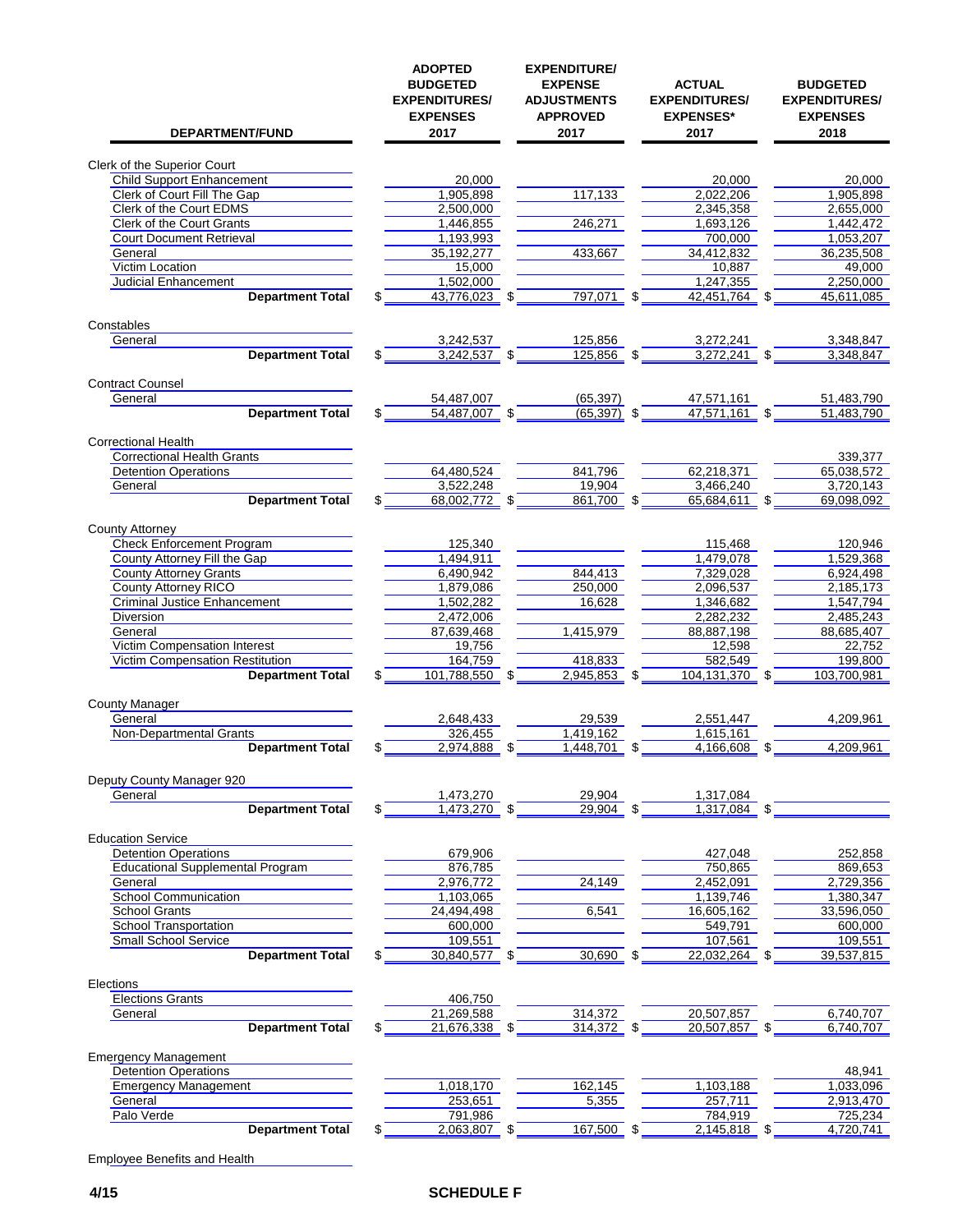| DEPARTMENT/FUND | ADOPTED BUDGETED EXPENDITURES/ EXPENSES 2017 | EXPENDITURE/ EXPENSE ADJUSTMENTS APPROVED 2017 | ACTUAL EXPENDITURES/ EXPENSES* 2017 | BUDGETED EXPENDITURES/ EXPENSES 2018 |
|---|---|---|---|---|
| **Clerk of the Superior Court** | | | | |
| Child Support Enhancement | 20,000 | | 20,000 | 20,000 |
| Clerk of Court Fill The Gap | 1,905,898 | 117,133 | 2,022,206 | 1,905,898 |
| Clerk of the Court EDMS | 2,500,000 | | 2,345,358 | 2,655,000 |
| Clerk of the Court Grants | 1,446,855 | 246,271 | 1,693,126 | 1,442,472 |
| Court Document Retrieval | 1,193,993 | | 700,000 | 1,053,207 |
| General | 35,192,277 | 433,667 | 34,412,832 | 36,235,508 |
| Victim Location | 15,000 | | 10,887 | 49,000 |
| Judicial Enhancement | 1,502,000 | | 1,247,355 | 2,250,000 |
| **Department Total** | $ 43,776,023 | $ 797,071 | $ 42,451,764 | $ 45,611,085 |
| **Constables** | | | | |
| General | 3,242,537 | 125,856 | 3,272,241 | 3,348,847 |
| **Department Total** | $ 3,242,537 | $ 125,856 | $ 3,272,241 | $ 3,348,847 |
| **Contract Counsel** | | | | |
| General | 54,487,007 | (65,397) | 47,571,161 | 51,483,790 |
| **Department Total** | $ 54,487,007 | $ (65,397) | $ 47,571,161 | $ 51,483,790 |
| **Correctional Health** | | | | |
| Correctional Health Grants | | | | 339,377 |
| Detention Operations | 64,480,524 | 841,796 | 62,218,371 | 65,038,572 |
| General | 3,522,248 | 19,904 | 3,466,240 | 3,720,143 |
| **Department Total** | $ 68,002,772 | $ 861,700 | $ 65,684,611 | $ 69,098,092 |
| **County Attorney** | | | | |
| Check Enforcement Program | 125,340 | | 115,468 | 120,946 |
| County Attorney Fill the Gap | 1,494,911 | | 1,479,078 | 1,529,368 |
| County Attorney Grants | 6,490,942 | 844,413 | 7,329,028 | 6,924,498 |
| County Attorney RICO | 1,879,086 | 250,000 | 2,096,537 | 2,185,173 |
| Criminal Justice Enhancement | 1,502,282 | 16,628 | 1,346,682 | 1,547,794 |
| Diversion | 2,472,006 | | 2,282,232 | 2,485,243 |
| General | 87,639,468 | 1,415,979 | 88,887,198 | 88,685,407 |
| Victim Compensation Interest | 19,756 | | 12,598 | 22,752 |
| Victim Compensation Restitution | 164,759 | 418,833 | 582,549 | 199,800 |
| **Department Total** | $ 101,788,550 | $ 2,945,853 | $ 104,131,370 | $ 103,700,981 |
| **County Manager** | | | | |
| General | 2,648,433 | 29,539 | 2,551,447 | 4,209,961 |
| Non-Departmental Grants | 326,455 | 1,419,162 | 1,615,161 | |
| **Department Total** | $ 2,974,888 | $ 1,448,701 | $ 4,166,608 | $ 4,209,961 |
| **Deputy County Manager 920** | | | | |
| General | 1,473,270 | 29,904 | 1,317,084 | |
| **Department Total** | $ 1,473,270 | $ 29,904 | $ 1,317,084 | $ |
| **Education Service** | | | | |
| Detention Operations | 679,906 | | 427,048 | 252,858 |
| Educational Supplemental Program | 876,785 | | 750,865 | 869,653 |
| General | 2,976,772 | 24,149 | 2,452,091 | 2,729,356 |
| School Communication | 1,103,065 | | 1,139,746 | 1,380,347 |
| School Grants | 24,494,498 | 6,541 | 16,605,162 | 33,596,050 |
| School Transportation | 600,000 | | 549,791 | 600,000 |
| Small School Service | 109,551 | | 107,561 | 109,551 |
| **Department Total** | $ 30,840,577 | $ 30,690 | $ 22,032,264 | $ 39,537,815 |
| **Elections** | | | | |
| Elections Grants | 406,750 | | | |
| General | 21,269,588 | 314,372 | 20,507,857 | 6,740,707 |
| **Department Total** | $ 21,676,338 | $ 314,372 | $ 20,507,857 | $ 6,740,707 |
| **Emergency Management** | | | | |
| Detention Operations | | | | 48,941 |
| Emergency Management | 1,018,170 | 162,145 | 1,103,188 | 1,033,096 |
| General | 253,651 | 5,355 | 257,711 | 2,913,470 |
| Palo Verde | 791,986 | | 784,919 | 725,234 |
| **Department Total** | $ 2,063,807 | $ 167,500 | $ 2,145,818 | $ 4,720,741 |
| **Employee Benefits and Health** | | | | |

4/15 SCHEDULE F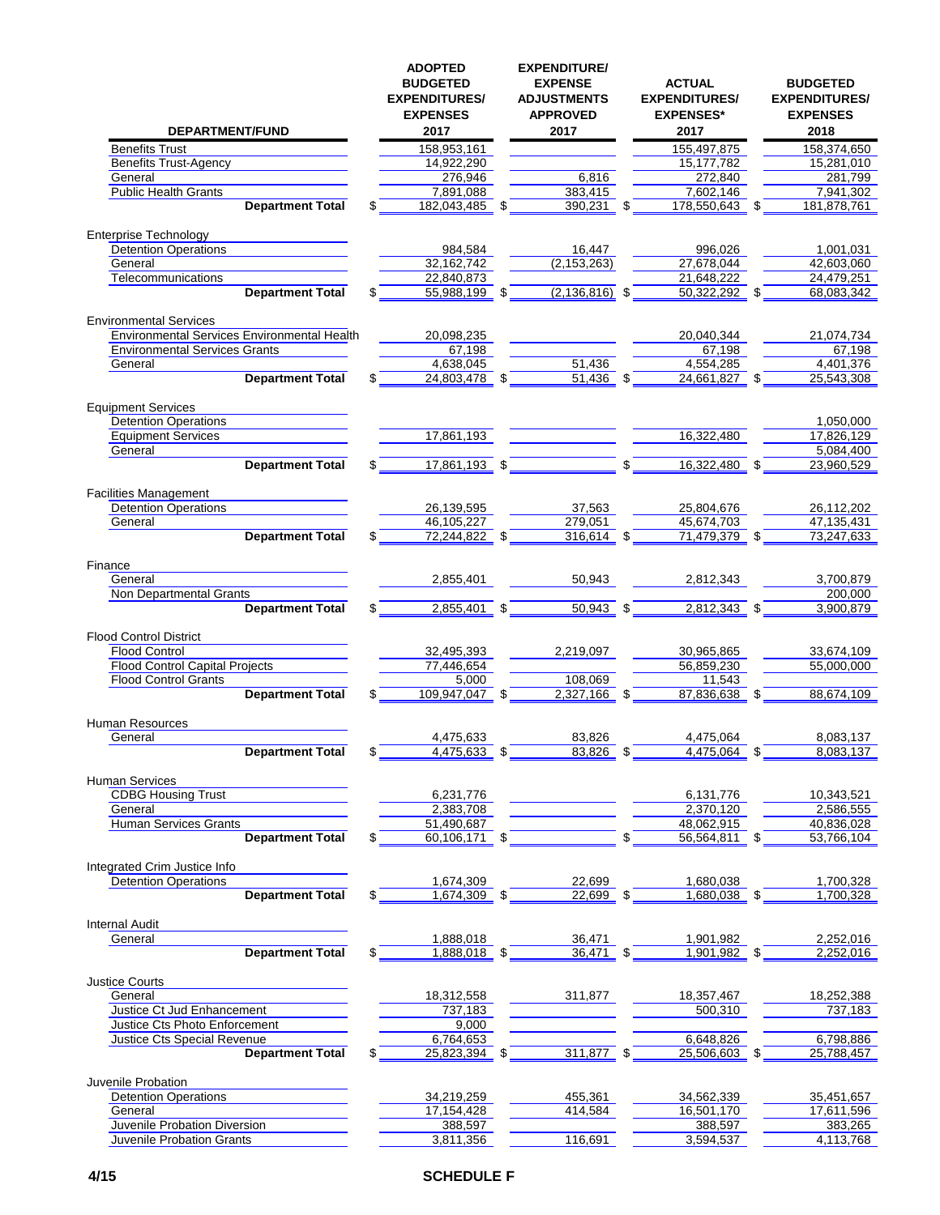| DEPARTMENT/FUND | ADOPTED BUDGETED EXPENDITURES/ EXPENSES 2017 | EXPENDITURE/ EXPENSE ADJUSTMENTS APPROVED 2017 | ACTUAL EXPENDITURES/ EXPENSES* 2017 | BUDGETED EXPENDITURES/ EXPENSES 2018 |
|---|---|---|---|---|
| Benefits Trust | 158,953,161 | | 155,497,875 | 158,374,650 |
| Benefits Trust-Agency | 14,922,290 | | 15,177,782 | 15,281,010 |
| General | 276,946 | 6,816 | 272,840 | 281,799 |
| Public Health Grants | 7,891,088 | 383,415 | 7,602,146 | 7,941,302 |
| **Department Total** | $ 182,043,485 | $ 390,231 | $ 178,550,643 | $ 181,878,761 |
| Enterprise Technology | | | | |
| Detention Operations | 984,584 | 16,447 | 996,026 | 1,001,031 |
| General | 32,162,742 | (2,153,263) | 27,678,044 | 42,603,060 |
| Telecommunications | 22,840,873 | | 21,648,222 | 24,479,251 |
| **Department Total** | $ 55,988,199 | $ (2,136,816) | $ 50,322,292 | $ 68,083,342 |
| Environmental Services | | | | |
| Environmental Services Environmental Health | 20,098,235 | | 20,040,344 | 21,074,734 |
| Environmental Services Grants | 67,198 | | 67,198 | 67,198 |
| General | 4,638,045 | 51,436 | 4,554,285 | 4,401,376 |
| **Department Total** | $ 24,803,478 | $ 51,436 | $ 24,661,827 | $ 25,543,308 |
| Equipment Services | | | | |
| Detention Operations | | | | 1,050,000 |
| Equipment Services | 17,861,193 | | 16,322,480 | 17,826,129 |
| General | | | | 5,084,400 |
| **Department Total** | $ 17,861,193 | $ | $ 16,322,480 | $ 23,960,529 |
| Facilities Management | | | | |
| Detention Operations | 26,139,595 | 37,563 | 25,804,676 | 26,112,202 |
| General | 46,105,227 | 279,051 | 45,674,703 | 47,135,431 |
| **Department Total** | $ 72,244,822 | $ 316,614 | $ 71,479,379 | $ 73,247,633 |
| Finance | | | | |
| General | 2,855,401 | 50,943 | 2,812,343 | 3,700,879 |
| Non Departmental Grants | | | | 200,000 |
| **Department Total** | $ 2,855,401 | $ 50,943 | $ 2,812,343 | $ 3,900,879 |
| Flood Control District | | | | |
| Flood Control | 32,495,393 | 2,219,097 | 30,965,865 | 33,674,109 |
| Flood Control Capital Projects | 77,446,654 | | 56,859,230 | 55,000,000 |
| Flood Control Grants | 5,000 | 108,069 | 11,543 | |
| **Department Total** | $ 109,947,047 | $ 2,327,166 | $ 87,836,638 | $ 88,674,109 |
| Human Resources | | | | |
| General | 4,475,633 | 83,826 | 4,475,064 | 8,083,137 |
| **Department Total** | $ 4,475,633 | $ 83,826 | $ 4,475,064 | $ 8,083,137 |
| Human Services | | | | |
| CDBG Housing Trust | 6,231,776 | | 6,131,776 | 10,343,521 |
| General | 2,383,708 | | 2,370,120 | 2,586,555 |
| Human Services Grants | 51,490,687 | | 48,062,915 | 40,836,028 |
| **Department Total** | $ 60,106,171 | $ | $ 56,564,811 | $ 53,766,104 |
| Integrated Crim Justice Info | | | | |
| Detention Operations | 1,674,309 | 22,699 | 1,680,038 | 1,700,328 |
| **Department Total** | $ 1,674,309 | $ 22,699 | $ 1,680,038 | $ 1,700,328 |
| Internal Audit | | | | |
| General | 1,888,018 | 36,471 | 1,901,982 | 2,252,016 |
| **Department Total** | $ 1,888,018 | $ 36,471 | $ 1,901,982 | $ 2,252,016 |
| Justice Courts | | | | |
| General | 18,312,558 | 311,877 | 18,357,467 | 18,252,388 |
| Justice Ct Jud Enhancement | 737,183 | | 500,310 | 737,183 |
| Justice Cts Photo Enforcement | 9,000 | | | |
| Justice Cts Special Revenue | 6,764,653 | | 6,648,826 | 6,798,886 |
| **Department Total** | $ 25,823,394 | $ 311,877 | $ 25,506,603 | $ 25,788,457 |
| Juvenile Probation | | | | |
| Detention Operations | 34,219,259 | 455,361 | 34,562,339 | 35,451,657 |
| General | 17,154,428 | 414,584 | 16,501,170 | 17,611,596 |
| Juvenile Probation Diversion | 388,597 | | 388,597 | 383,265 |
| Juvenile Probation Grants | 3,811,356 | 116,691 | 3,594,537 | 4,113,768 |

SCHEDULE F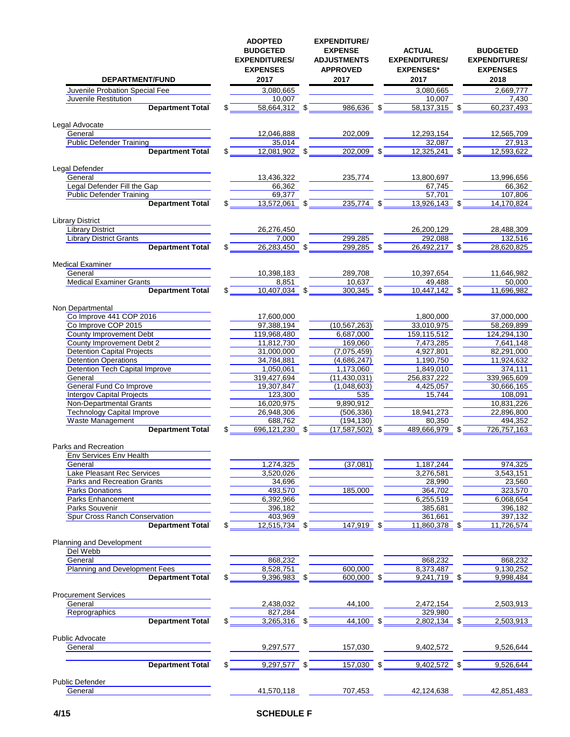| DEPARTMENT/FUND | ADOPTED BUDGETED EXPENDITURES/ EXPENSES 2017 | EXPENDITURE/ EXPENSE ADJUSTMENTS APPROVED 2017 | ACTUAL EXPENDITURES/ EXPENSES* 2017 | BUDGETED EXPENDITURES/ EXPENSES 2018 |
|---|---|---|---|---|
| Juvenile Probation Special Fee | 3,080,665 | | 3,080,665 | 2,669,777 |
| Juvenile Restitution | 10,007 | | 10,007 | 7,430 |
| **Department Total** | $ 58,664,312 | $ 986,636 | $ 58,137,315 | $ 60,237,493 |
| Legal Advocate | | | | |
| General | 12,046,888 | 202,009 | 12,293,154 | 12,565,709 |
| Public Defender Training | 35,014 | | 32,087 | 27,913 |
| **Department Total** | $ 12,081,902 | $ 202,009 | $ 12,325,241 | $ 12,593,622 |
| Legal Defender | | | | |
| General | 13,436,322 | 235,774 | 13,800,697 | 13,996,656 |
| Legal Defender Fill the Gap | 66,362 | | 67,745 | 66,362 |
| Public Defender Training | 69,377 | | 57,701 | 107,806 |
| **Department Total** | $ 13,572,061 | $ 235,774 | $ 13,926,143 | $ 14,170,824 |
| Library District | | | | |
| Library District | 26,276,450 | | 26,200,129 | 28,488,309 |
| Library District Grants | 7,000 | 299,285 | 292,088 | 132,516 |
| **Department Total** | $ 26,283,450 | $ 299,285 | $ 26,492,217 | $ 28,620,825 |
| Medical Examiner | | | | |
| General | 10,398,183 | 289,708 | 10,397,654 | 11,646,982 |
| Medical Examiner Grants | 8,851 | 10,637 | 49,488 | 50,000 |
| **Department Total** | $ 10,407,034 | $ 300,345 | $ 10,447,142 | $ 11,696,982 |
| Non Departmental | | | | |
| Co Improve 441 COP 2016 | 17,600,000 | | 1,800,000 | 37,000,000 |
| Co Improve COP 2015 | 97,388,194 | (10,567,263) | 33,010,975 | 58,269,899 |
| County Improvement Debt | 119,968,480 | 6,687,000 | 159,115,512 | 124,294,130 |
| County Improvement Debt 2 | 11,812,730 | 169,060 | 7,473,285 | 7,641,148 |
| Detention Capital Projects | 31,000,000 | (7,075,459) | 4,927,801 | 82,291,000 |
| Detention Operations | 34,784,881 | (4,686,247) | 1,190,750 | 11,924,632 |
| Detention Tech Capital Improve | 1,050,061 | 1,173,060 | 1,849,010 | 374,111 |
| General | 319,427,694 | (11,430,031) | 256,837,222 | 339,965,609 |
| General Fund Co Improve | 19,307,847 | (1,048,603) | 4,425,057 | 30,666,165 |
| Intergov Capital Projects | 123,300 | 535 | 15,744 | 108,091 |
| Non-Departmental Grants | 16,020,975 | 9,890,912 | | 10,831,226 |
| Technology Capital Improve | 26,948,306 | (506,336) | 18,941,273 | 22,896,800 |
| Waste Management | 688,762 | (194,130) | 80,350 | 494,352 |
| **Department Total** | $ 696,121,230 | $ (17,587,502) | $ 489,666,979 | $ 726,757,163 |
| Parks and Recreation | | | | |
| Env Services Env Health | | | | |
| General | 1,274,325 | (37,081) | 1,187,244 | 974,325 |
| Lake Pleasant Rec Services | 3,520,026 | | 3,276,581 | 3,543,151 |
| Parks and Recreation Grants | 34,696 | | 28,990 | 23,560 |
| Parks Donations | 493,570 | 185,000 | 364,702 | 323,570 |
| Parks Enhancement | 6,392,966 | | 6,255,519 | 6,068,654 |
| Parks Souvenir | 396,182 | | 385,681 | 396,182 |
| Spur Cross Ranch Conservation | 403,969 | | 361,661 | 397,132 |
| **Department Total** | $ 12,515,734 | $ 147,919 | $ 11,860,378 | $ 11,726,574 |
| Planning and Development | | | | |
| Del Webb | | | | |
| General | 868,232 | | 868,232 | 868,232 |
| Planning and Development Fees | 8,528,751 | 600,000 | 8,373,487 | 9,130,252 |
| **Department Total** | $ 9,396,983 | $ 600,000 | $ 9,241,719 | $ 9,998,484 |
| Procurement Services | | | | |
| General | 2,438,032 | 44,100 | 2,472,154 | 2,503,913 |
| Reprographics | 827,284 | | 329,980 | |
| **Department Total** | $ 3,265,316 | $ 44,100 | $ 2,802,134 | $ 2,503,913 |
| Public Advocate | | | | |
| General | 9,297,577 | 157,030 | 9,402,572 | 9,526,644 |
| **Department Total** | $ 9,297,577 | $ 157,030 | $ 9,402,572 | $ 9,526,644 |
| Public Defender | | | | |
| General | 41,570,118 | 707,453 | 42,124,638 | 42,851,483 |

**SCHEDULE F**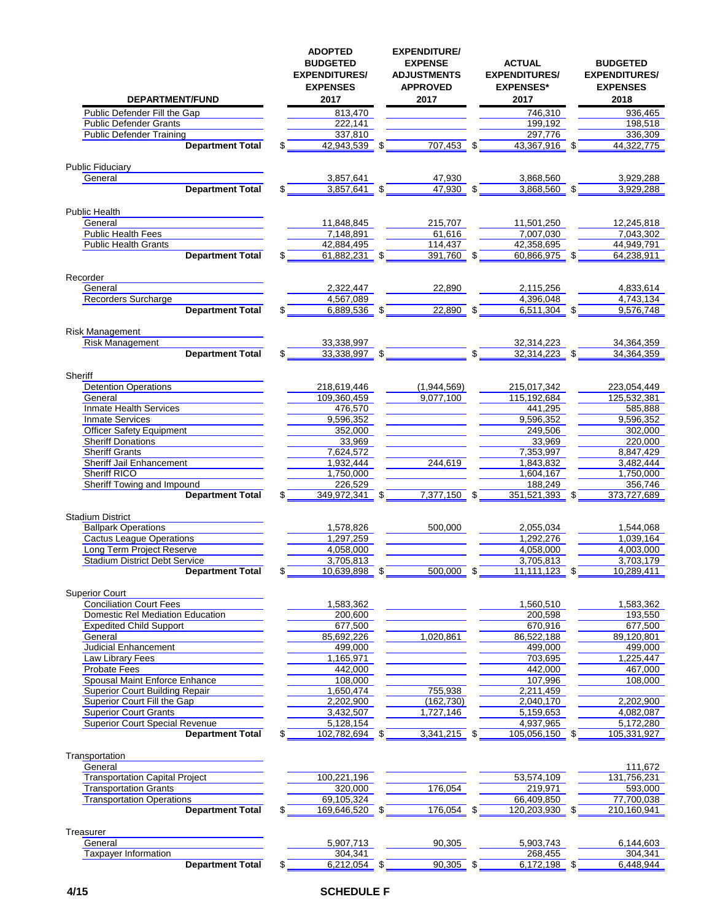| DEPARTMENT/FUND | ADOPTED BUDGETED EXPENDITURES/ EXPENSES 2017 | EXPENDITURE/ EXPENSE ADJUSTMENTS APPROVED 2017 | ACTUAL EXPENDITURES/ EXPENSES* 2017 | BUDGETED EXPENDITURES/ EXPENSES 2018 |
|---|---|---|---|---|
| Public Defender Fill the Gap | 813,470 | | 746,310 | 936,465 |
| Public Defender Grants | 222,141 | | 199,192 | 198,518 |
| Public Defender Training | 337,810 | | 297,776 | 336,309 |
| **Department Total** | $ 42,943,539 | $ 707,453 | $ 43,367,916 | $ 44,322,775 |
| Public Fiduciary | | | | |
| General | 3,857,641 | 47,930 | 3,868,560 | 3,929,288 |
| **Department Total** | $ 3,857,641 | $ 47,930 | $ 3,868,560 | $ 3,929,288 |
| Public Health | | | | |
| General | 11,848,845 | 215,707 | 11,501,250 | 12,245,818 |
| Public Health Fees | 7,148,891 | 61,616 | 7,007,030 | 7,043,302 |
| Public Health Grants | 42,884,495 | 114,437 | 42,358,695 | 44,949,791 |
| **Department Total** | $ 61,882,231 | $ 391,760 | $ 60,866,975 | $ 64,238,911 |
| Recorder | | | | |
| General | 2,322,447 | 22,890 | 2,115,256 | 4,833,614 |
| Recorders Surcharge | 4,567,089 | | 4,396,048 | 4,743,134 |
| **Department Total** | $ 6,889,536 | $ 22,890 | $ 6,511,304 | $ 9,576,748 |
| Risk Management | | | | |
| Risk Management | 33,338,997 | | 32,314,223 | 34,364,359 |
| **Department Total** | $ 33,338,997 | $ | $ 32,314,223 | $ 34,364,359 |
| Sheriff | | | | |
| Detention Operations | 218,619,446 | (1,944,569) | 215,017,342 | 223,054,449 |
| General | 109,360,459 | 9,077,100 | 115,192,684 | 125,532,381 |
| Inmate Health Services | 476,570 | | 441,295 | 585,888 |
| Inmate Services | 9,596,352 | | 9,596,352 | 9,596,352 |
| Officer Safety Equipment | 352,000 | | 249,506 | 302,000 |
| Sheriff Donations | 33,969 | | 33,969 | 220,000 |
| Sheriff Grants | 7,624,572 | | 7,353,997 | 8,847,429 |
| Sheriff Jail Enhancement | 1,932,444 | 244,619 | 1,843,832 | 3,482,444 |
| Sheriff RICO | 1,750,000 | | 1,604,167 | 1,750,000 |
| Sheriff Towing and Impound | 226,529 | | 188,249 | 356,746 |
| **Department Total** | $ 349,972,341 | $ 7,377,150 | $ 351,521,393 | $ 373,727,689 |
| Stadium District | | | | |
| Ballpark Operations | 1,578,826 | 500,000 | 2,055,034 | 1,544,068 |
| Cactus League Operations | 1,297,259 | | 1,292,276 | 1,039,164 |
| Long Term Project Reserve | 4,058,000 | | 4,058,000 | 4,003,000 |
| Stadium District Debt Service | 3,705,813 | | 3,705,813 | 3,703,179 |
| **Department Total** | $ 10,639,898 | $ 500,000 | $ 11,111,123 | $ 10,289,411 |
| Superior Court | | | | |
| Conciliation Court Fees | 1,583,362 | | 1,560,510 | 1,583,362 |
| Domestic Rel Mediation Education | 200,600 | | 200,598 | 193,550 |
| Expedited Child Support | 677,500 | | 670,916 | 677,500 |
| General | 85,692,226 | 1,020,861 | 86,522,188 | 89,120,801 |
| Judicial Enhancement | 499,000 | | 499,000 | 499,000 |
| Law Library Fees | 1,165,971 | | 703,695 | 1,225,447 |
| Probate Fees | 442,000 | | 442,000 | 467,000 |
| Spousal Maint Enforce Enhance | 108,000 | | 107,996 | 108,000 |
| Superior Court Building Repair | 1,650,474 | 755,938 | 2,211,459 | |
| Superior Court Fill the Gap | 2,202,900 | (162,730) | 2,040,170 | 2,202,900 |
| Superior Court Grants | 3,432,507 | 1,727,146 | 5,159,653 | 4,082,087 |
| Superior Court Special Revenue | 5,128,154 | | 4,937,965 | 5,172,280 |
| **Department Total** | $ 102,782,694 | $ 3,341,215 | $ 105,056,150 | $ 105,331,927 |
| Transportation | | | | |
| General | | | | 111,672 |
| Transportation Capital Project | 100,221,196 | | 53,574,109 | 131,756,231 |
| Transportation Grants | 320,000 | 176,054 | 219,971 | 593,000 |
| Transportation Operations | 69,105,324 | | 66,409,850 | 77,700,038 |
| **Department Total** | $ 169,646,520 | $ 176,054 | $ 120,203,930 | $ 210,160,941 |
| Treasurer | | | | |
| General | 5,907,713 | 90,305 | 5,903,743 | 6,144,603 |
| Taxpayer Information | 304,341 | | 268,455 | 304,341 |
| **Department Total** | $ 6,212,054 | $ 90,305 | $ 6,172,198 | $ 6,448,944 |

**SCHEDULE F**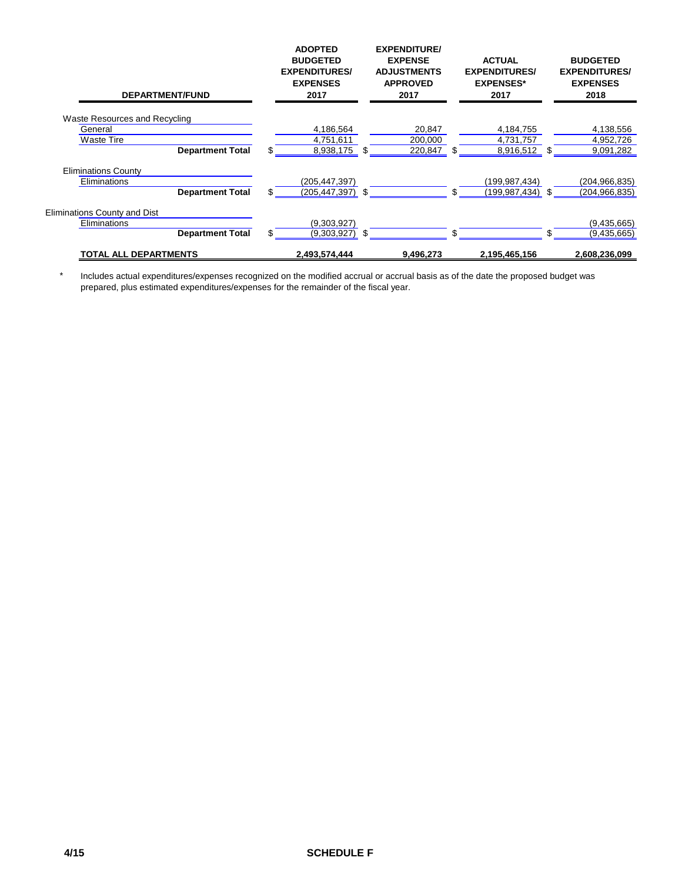| DEPARTMENT/FUND | ADOPTED BUDGETED EXPENDITURES/ EXPENSES 2017 | EXPENDITURE/ EXPENSE ADJUSTMENTS APPROVED 2017 | ACTUAL EXPENDITURES/ EXPENSES* 2017 | BUDGETED EXPENDITURES/ EXPENSES 2018 |
|---|---|---|---|---|
| Waste Resources and Recycling | | | | |
| General | 4,186,564 | 20,847 | 4,184,755 | 4,138,556 |
| Waste Tire | 4,751,611 | 200,000 | 4,731,757 | 4,952,726 |
| **Department Total** | $ 8,938,175 | $ 220,847 | $ 8,916,512 | $ 9,091,282 |
| Eliminations County | | | | |
| Eliminations | (205,447,397) | | (199,987,434) | (204,966,835) |
| **Department Total** | $ (205,447,397) | $ | $ (199,987,434) | $ (204,966,835) |
| Eliminations County and Dist | | | | |
| Eliminations | (9,303,927) | | | (9,435,665) |
| **Department Total** | $ (9,303,927) | $ | $ | $ (9,435,665) |
| **TOTAL ALL DEPARTMENTS** | **2,493,574,444** | **9,496,273** | **2,195,465,156** | **2,608,236,099** |

\* Includes actual expenditures/expenses recognized on the modified accrual or accrual basis as of the date the proposed budget was prepared, plus estimated expenditures/expenses for the remainder of the fiscal year.

4/15 **SCHEDULE F**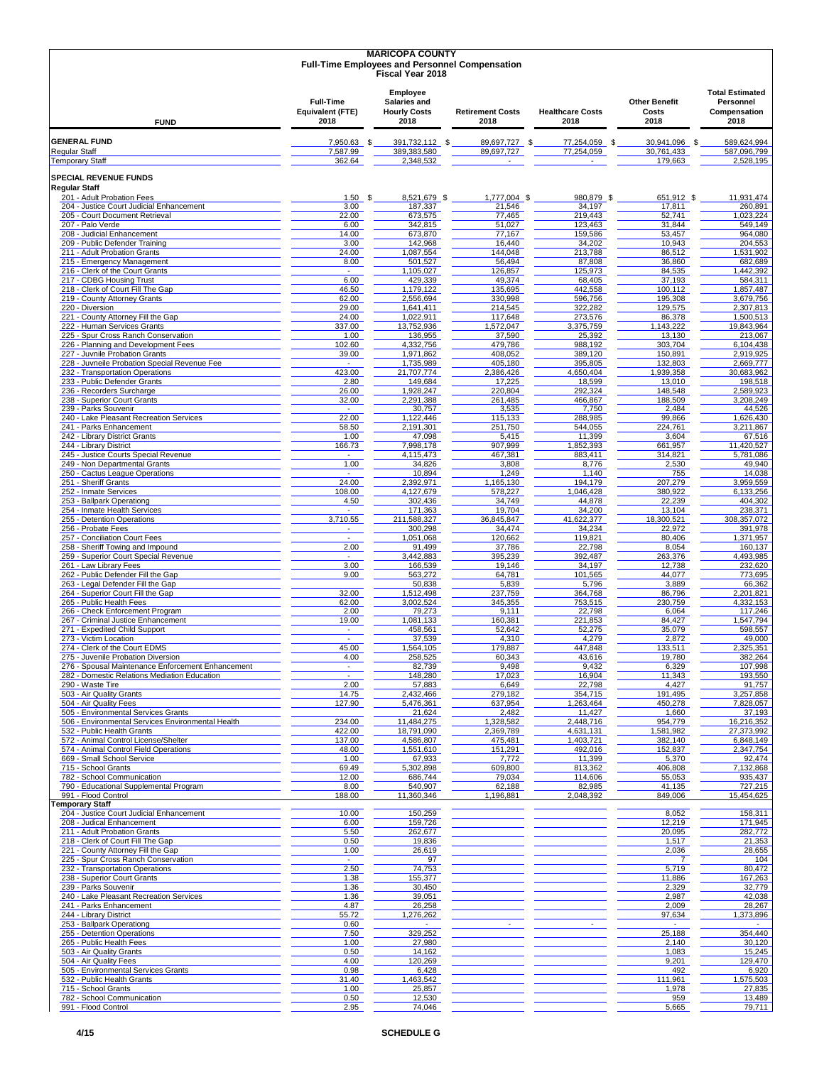# MARICOPA COUNTY
## Full-Time Employees and Personnel Compensation
### Fiscal Year 2018

| FUND | Full-Time Equivalent (FTE) 2018 | Employee Salaries and Hourly Costs 2018 | Retirement Costs 2018 | Healthcare Costs 2018 | Other Benefit Costs 2018 | Total Estimated Personnel Compensation 2018 |
|---|---|---|---|---|---|---|
| **GENERAL FUND** | 7,950.63 | $ 391,732,112 | $ 89,697,727 | $ 77,254,059 | $ 30,941,096 | $ 589,624,994 |
| Regular Staff | 7,587.99 | 389,383,580 | 89,697,727 | 77,254,059 | 30,761,433 | 587,096,799 |
| Temporary Staff | 362.64 | 2,348,532 | - | - | 179,663 | 2,528,195 |
| **SPECIAL REVENUE FUNDS** | | | | | | |
| **Regular Staff** | | | | | | |
| 201 - Adult Probation Fees | 1.50 | $ 8,521,679 | $ 1,777,004 | $ 980,879 | $ 651,912 | $ 11,931,474 |
| 204 - Justice Court Judicial Enhancement | 3.00 | 187,337 | 21,546 | 34,197 | 17,811 | 260,891 |
| 205 - Court Document Retrieval | 22.00 | 673,575 | 77,465 | 219,443 | 52,741 | 1,023,224 |
| 207 - Palo Verde | 6.00 | 342,815 | 51,027 | 123,463 | 31,844 | 549,149 |
| 208 - Judicial Enhancement | 14.00 | 673,870 | 77,167 | 159,586 | 53,457 | 964,080 |
| 209 - Public Defender Training | 3.00 | 142,968 | 16,440 | 34,202 | 10,943 | 204,553 |
| 211 - Adult Probation Grants | 24.00 | 1,087,554 | 144,048 | 213,788 | 86,512 | 1,531,902 |
| 215 - Emergency Management | 8.00 | 501,527 | 56,494 | 87,808 | 36,860 | 682,689 |
| 216 - Clerk of the Court Grants | - | 1,105,027 | 126,857 | 125,973 | 84,535 | 1,442,392 |
| 217 - CDBG Housing Trust | 6.00 | 429,339 | 49,374 | 68,405 | 37,193 | 584,311 |
| 218 - Clerk of Court Fill The Gap | 46.50 | 1,179,122 | 135,695 | 442,558 | 100,112 | 1,857,487 |
| 219 - County Attorney Grants | 62.00 | 2,556,694 | 330,998 | 596,756 | 195,308 | 3,679,756 |
| 220 - Diversion | 29.00 | 1,641,411 | 214,545 | 322,282 | 129,575 | 2,307,813 |
| 221 - County Attorney Fill the Gap | 24.00 | 1,022,911 | 117,648 | 273,576 | 86,378 | 1,500,513 |
| 222 - Human Services Grants | 337.00 | 13,752,936 | 1,572,047 | 3,375,759 | 1,143,222 | 19,843,964 |
| 225 - Spur Cross Ranch Conservation | 1.00 | 136,955 | 37,590 | 25,392 | 13,130 | 213,067 |
| 226 - Planning and Development Fees | 102.60 | 4,332,756 | 479,786 | 988,192 | 303,704 | 6,104,438 |
| 227 - Juvnile Probation Grants | 39.00 | 1,971,862 | 408,052 | 389,120 | 150,891 | 2,919,925 |
| 228 - Juvneile Probation Special Revenue Fee | - | 1,735,989 | 405,180 | 395,805 | 132,803 | 2,669,777 |
| 232 - Transportation Operations | 423.00 | 21,707,774 | 2,386,426 | 4,650,404 | 1,939,358 | 30,683,962 |
| 233 - Public Defender Grants | 2.80 | 149,684 | 17,225 | 18,599 | 13,010 | 198,518 |
| 236 - Recorders Surcharge | 26.00 | 1,928,247 | 220,804 | 292,324 | 148,548 | 2,589,923 |
| 238 - Superior Court Grants | 32.00 | 2,291,388 | 261,485 | 466,867 | 188,509 | 3,208,249 |
| 239 - Parks Souvenir | - | 30,757 | 3,535 | 7,750 | 2,484 | 44,526 |
| 240 - Lake Pleasant Recreation Services | 22.00 | 1,122,446 | 115,133 | 288,985 | 99,866 | 1,626,430 |
| 241 - Parks Enhancement | 58.50 | 2,191,301 | 251,750 | 544,055 | 224,761 | 3,211,867 |
| 242 - Library District Grants | 1.00 | 47,098 | 5,415 | 11,399 | 3,604 | 67,516 |
| 244 - Library District | 166.73 | 7,998,178 | 907,999 | 1,852,393 | 661,957 | 11,420,527 |
| 245 - Justice Courts Special Revenue | - | 4,115,473 | 467,381 | 883,411 | 314,821 | 5,781,086 |
| 249 - Non Departmental Grants | 1.00 | 34,826 | 3,808 | 8,776 | 2,530 | 49,940 |
| 250 - Cactus League Operations | - | 10,894 | 1,249 | 1,140 | 755 | 14,038 |
| 251 - Sheriff Grants | 24.00 | 2,392,971 | 1,165,130 | 194,179 | 207,279 | 3,959,559 |
| 252 - Inmate Services | 108.00 | 4,127,679 | 578,227 | 1,046,428 | 380,922 | 6,133,256 |
| 253 - Ballpark Operationg | 4.50 | 302,436 | 34,749 | 44,878 | 22,239 | 404,302 |
| 254 - Inmate Health Services | - | 171,363 | 19,704 | 34,200 | 13,104 | 238,371 |
| 255 - Detention Operations | 3,710.55 | 211,588,327 | 36,845,847 | 41,622,377 | 18,300,521 | 308,357,072 |
| 256 - Probate Fees | - | 300,298 | 34,474 | 34,234 | 22,972 | 391,978 |
| 257 - Conciliation Court Fees | - | 1,051,068 | 120,662 | 119,821 | 80,406 | 1,371,957 |
| 258 - Sheriff Towing and Impound | 2.00 | 91,499 | 37,786 | 22,798 | 8,054 | 160,137 |
| 259 - Superior Court Special Revenue | - | 3,442,883 | 395,239 | 392,487 | 263,376 | 4,493,985 |
| 261 - Law Library Fees | 3.00 | 166,539 | 19,146 | 34,197 | 12,738 | 232,620 |
| 262 - Public Defender Fill the Gap | 9.00 | 563,272 | 64,781 | 101,565 | 44,077 | 773,695 |
| 263 - Legal Defender Fill the Gap | - | 50,838 | 5,839 | 5,796 | 3,889 | 66,362 |
| 264 - Superior Court Fill the Gap | 32.00 | 1,512,498 | 237,759 | 364,768 | 86,796 | 2,201,821 |
| 265 - Public Health Fees | 62.00 | 3,002,524 | 345,355 | 753,515 | 230,759 | 4,332,153 |
| 266 - Check Enforcement Program | 2.00 | 79,273 | 9,111 | 22,798 | 6,064 | 117,246 |
| 267 - Criminal Justice Enhancement | 19.00 | 1,081,133 | 160,381 | 221,853 | 84,427 | 1,547,794 |
| 271 - Expedited Child Support | - | 458,561 | 52,642 | 52,275 | 35,079 | 598,557 |
| 273 - Victim Location | - | 37,539 | 4,310 | 4,279 | 2,872 | 49,000 |
| 274 - Clerk of the Court EDMS | 45.00 | 1,564,105 | 179,887 | 447,848 | 133,511 | 2,325,351 |
| 275 - Juvenile Probation Diversion | 4.00 | 258,525 | 60,343 | 43,616 | 19,780 | 382,264 |
| 276 - Spousal Maintenance Enforcement Enhancement | - | 82,739 | 9,498 | 9,432 | 6,329 | 107,998 |
| 282 - Domestic Relations Mediation Education | - | 148,280 | 17,023 | 16,904 | 11,343 | 193,550 |
| 290 - Waste Tire | 2.00 | 57,883 | 6,649 | 22,798 | 4,427 | 91,757 |
| 503 - Air Quality Grants | 14.75 | 2,432,466 | 279,182 | 354,715 | 191,495 | 3,257,858 |
| 504 - Air Quality Fees | 127.90 | 5,476,361 | 637,954 | 1,263,464 | 450,278 | 7,828,057 |
| 505 - Environmental Services Grants | - | 21,624 | 2,482 | 11,427 | 1,660 | 37,193 |
| 506 - Environmental Services Environmental Health | 234.00 | 11,484,275 | 1,328,582 | 2,448,716 | 954,779 | 16,216,352 |
| 532 - Public Health Grants | 422.00 | 18,791,090 | 2,369,789 | 4,631,131 | 1,581,982 | 27,373,992 |
| 572 - Animal Control License/Shelter | 137.00 | 4,586,807 | 475,481 | 1,403,721 | 382,140 | 6,848,149 |
| 574 - Animal Control Field Operations | 48.00 | 1,551,610 | 151,291 | 492,016 | 152,837 | 2,347,754 |
| 669 - Small School Service | 1.00 | 67,933 | 7,772 | 11,399 | 5,370 | 92,474 |
| 715 - School Grants | 69.49 | 5,302,898 | 609,800 | 813,362 | 406,808 | 7,132,868 |
| 782 - School Communication | 12.00 | 686,744 | 79,034 | 114,606 | 55,053 | 935,437 |
| 790 - Educational Supplemental Program | 8.00 | 540,907 | 62,188 | 82,985 | 41,135 | 727,215 |
| 991 - Flood Control | 188.00 | 11,360,346 | 1,196,881 | 2,048,392 | 849,006 | 15,454,625 |
| **Temporary Staff** | | | | | | |
| 204 - Justice Court Judicial Enhancement | 10.00 | 150,259 | | | 8,052 | 158,311 |
| 208 - Judical Enhancement | 6.00 | 159,726 | | | 12,219 | 171,945 |
| 211 - Adult Probation Grants | 5.50 | 262,677 | | | 20,095 | 282,772 |
| 218 - Clerk of Court Fill The Gap | 0.50 | 19,836 | | | 1,517 | 21,353 |
| 221 - County Attorney Fill the Gap | 1.00 | 26,619 | | | 2,036 | 28,655 |
| 225 - Spur Cross Ranch Conservation | - | 97 | | | 7 | 104 |
| 232 - Transportation Operations | 2.50 | 74,753 | | | 5,719 | 80,472 |
| 238 - Superior Court Grants | 1.38 | 155,377 | | | 11,886 | 167,263 |
| 239 - Parks Souvenir | 1.36 | 30,450 | | | 2,329 | 32,779 |
| 240 - Lake Pleasant Recreation Services | 1.36 | 39,051 | | | 2,987 | 42,038 |
| 241 - Parks Enhancement | 4.87 | 26,258 | | | 2,009 | 28,267 |
| 244 - Library District | 55.72 | 1,276,262 | | | 97,634 | 1,373,896 |
| 253 - Ballpark Operationg | 0.60 | - | - | - | - | - |
| 255 - Detention Operations | 7.50 | 329,252 | | | 25,188 | 354,440 |
| 265 - Public Health Fees | 1.00 | 27,980 | | | 2,140 | 30,120 |
| 503 - Air Quality Grants | 0.50 | 14,162 | | | 1,083 | 15,245 |
| 504 - Air Quality Fees | 4.00 | 120,269 | | | 9,201 | 129,470 |
| 505 - Environmental Services Grants | 0.98 | 6,428 | | | 492 | 6,920 |
| 532 - Public Health Grants | 31.40 | 1,463,542 | | | 111,961 | 1,575,503 |
| 715 - School Grants | 1.00 | 25,857 | | | 1,978 | 27,835 |
| 782 - School Communication | 0.50 | 12,530 | | | 959 | 13,489 |
| 991 - Flood Control | 2.95 | 74,046 | | | 5,665 | 79,711 |

SCHEDULE G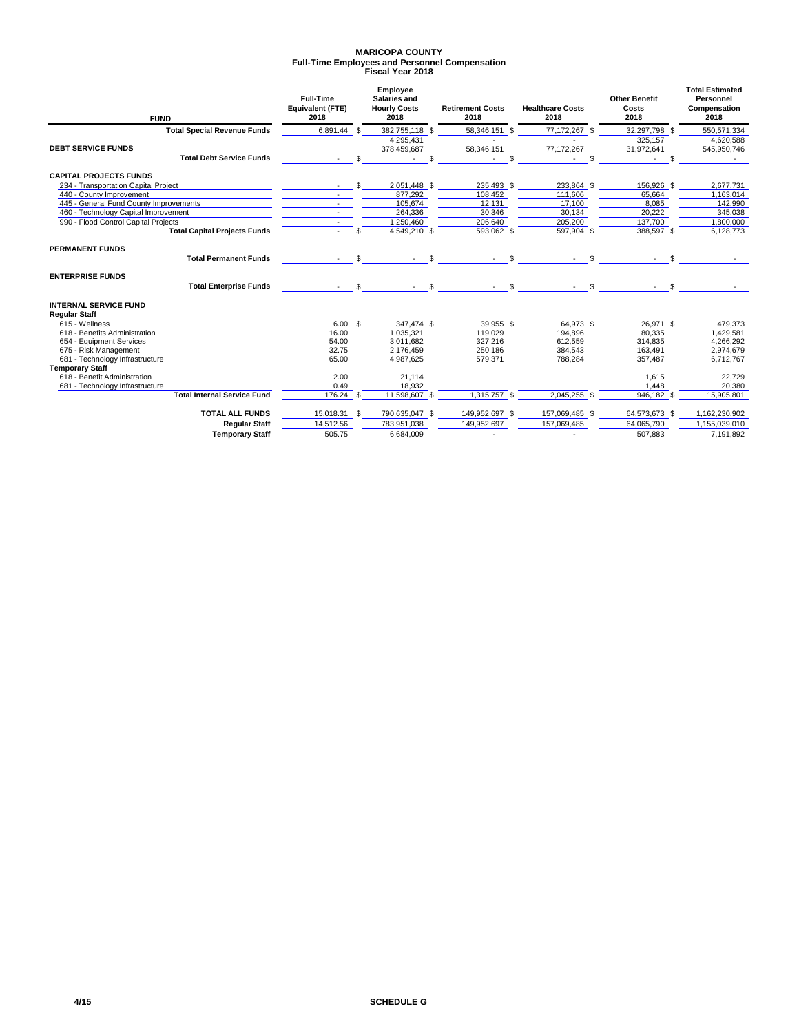# MARICOPA COUNTY
## Full-Time Employees and Personnel Compensation
### Fiscal Year 2018

| FUND | Full-Time Equivalent (FTE) 2018 | Employee Salaries and Hourly Costs 2018 | Retirement Costs 2018 | Healthcare Costs 2018 | Other Benefit Costs 2018 | Total Estimated Personnel Compensation 2018 |
|---|---|---|---|---|---|---|
| **Total Special Revenue Funds** | 6,891.44 | $ 382,755,118 | $ 58,346,151 | $ 77,172,267 | $ 32,297,798 | $ 550,571,334 |
| | | 4,295,431 | - | - | 325,157 | 4,620,588 |
| **DEBT SERVICE FUNDS** | | 378,459,687 | 58,346,151 | 77,172,267 | 31,972,641 | 545,950,746 |
| **Total Debt Service Funds** | - | $ - | $ - | $ - | $ - | $ - |
| **CAPITAL PROJECTS FUNDS** | | | | | | |
| 234 - Transportation Capital Project | - | $ 2,051,448 | $ 235,493 | $ 233,864 | $ 156,926 | $ 2,677,731 |
| 440 - County Improvement | - | 877,292 | 108,452 | 111,606 | 65,664 | 1,163,014 |
| 445 - General Fund County Improvements | - | 105,674 | 12,131 | 17,100 | 8,085 | 142,990 |
| 460 - Technology Capital Improvement | - | 264,336 | 30,346 | 30,134 | 20,222 | 345,038 |
| 990 - Flood Control Capital Projects | - | 1,250,460 | 206,640 | 205,200 | 137,700 | 1,800,000 |
| **Total Capital Projects Funds** | - | $ 4,549,210 | $ 593,062 | $ 597,904 | $ 388,597 | $ 6,128,773 |
| **PERMANENT FUNDS** | | | | | | |
| **Total Permanent Funds** | - | $ - | $ - | $ - | $ - | $ - |
| **ENTERPRISE FUNDS** | | | | | | |
| **Total Enterprise Funds** | - | $ - | $ - | $ - | $ - | $ - |
| **INTERNAL SERVICE FUND** | | | | | | |
| **Regular Staff** | | | | | | |
| 615 - Wellness | 6.00 | $ 347,474 | $ 39,955 | $ 64,973 | $ 26,971 | $ 479,373 |
| 618 - Benefits Administration | 16.00 | 1,035,321 | 119,029 | 194,896 | 80,335 | 1,429,581 |
| 654 - Equipment Services | 54.00 | 3,011,682 | 327,216 | 612,559 | 314,835 | 4,266,292 |
| 675 - Risk Management | 32.75 | 2,176,459 | 250,186 | 384,543 | 163,491 | 2,974,679 |
| 681 - Technology Infrastructure | 65.00 | 4,987,625 | 579,371 | 788,284 | 357,487 | 6,712,767 |
| **Temporary Staff** | | | | | | |
| 618 - Benefit Administration | 2.00 | 21,114 | | | 1,615 | 22,729 |
| 681 - Technology Infrastructure | 0.49 | 18,932 | | | 1,448 | 20,380 |
| **Total Internal Service Fund** | 176.24 | $ 11,598,607 | $ 1,315,757 | $ 2,045,255 | $ 946,182 | $ 15,905,801 |
| **TOTAL ALL FUNDS** | 15,018.31 | $ 790,635,047 | $ 149,952,697 | $ 157,069,485 | $ 64,573,673 | $ 1,162,230,902 |
| **Regular Staff** | 14,512.56 | 783,951,038 | 149,952,697 | 157,069,485 | 64,065,790 | 1,155,039,010 |
| **Temporary Staff** | 505.75 | 6,684,009 | - | - | 507,883 | 7,191,892 |

4/15

SCHEDULE G